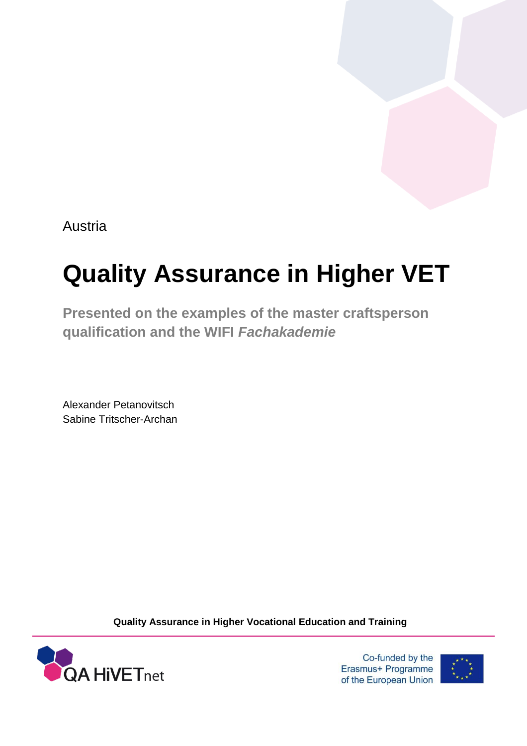Austria

# Quality Assurance in Higher VET

## Presented on the examples of the master craftsperson qualification and the WIFI *Fachakademie*

Alexander Petanovitsch
Sabine Tritscher-Archan

**Quality Assurance in Higher Vocational Education and Training**

QA HiVETnet

Co-funded by the Erasmus+ Programme of the European Union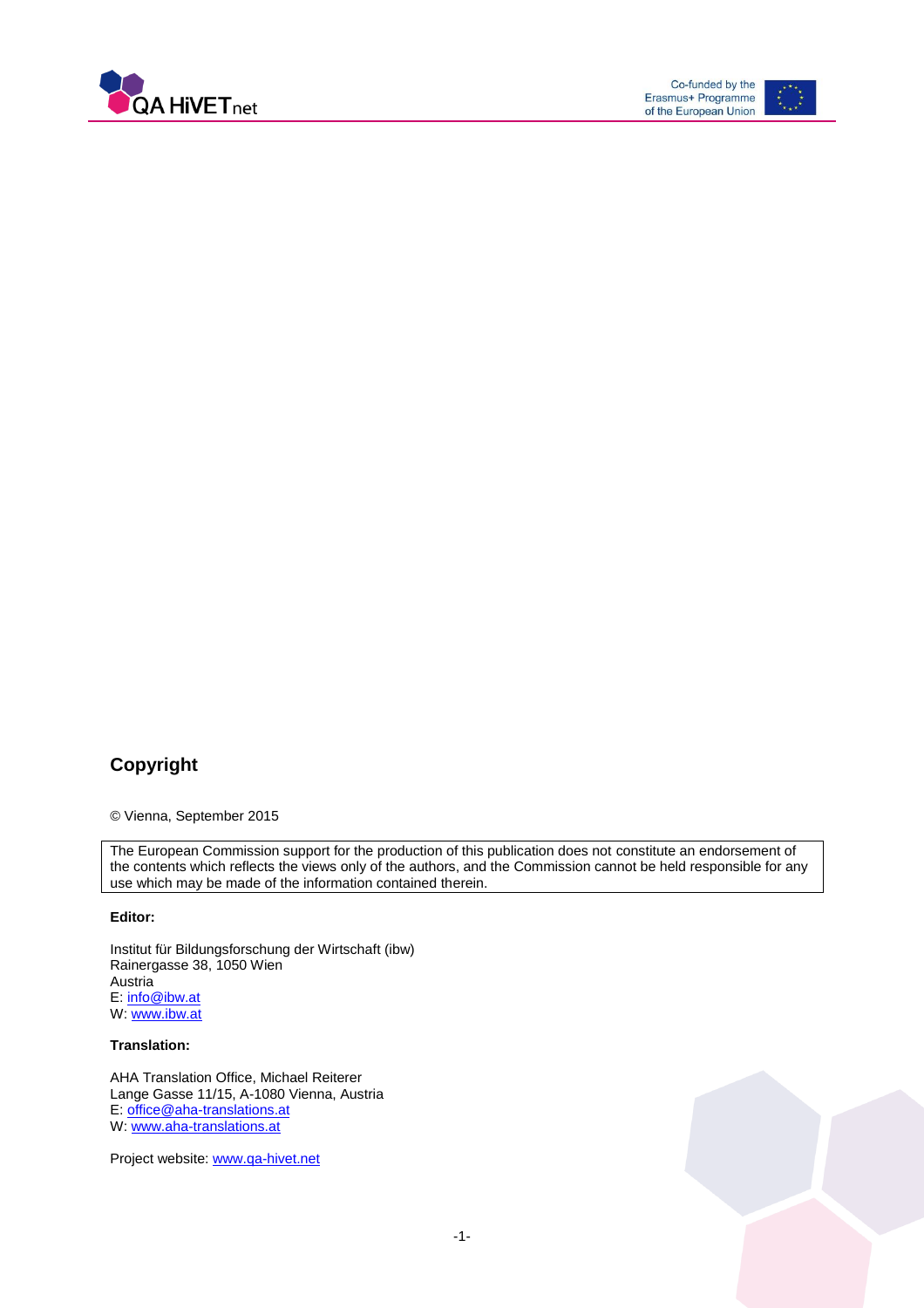## Copyright

© Vienna, September 2015

The European Commission support for the production of this publication does not constitute an endorsement of the contents which reflects the views only of the authors, and the Commission cannot be held responsible for any use which may be made of the information contained therein.

**Editor:**

Institut für Bildungsforschung der Wirtschaft (ibw)
Rainergasse 38, 1050 Wien
Austria
E: info@ibw.at
W: www.ibw.at

**Translation:**

AHA Translation Office, Michael Reiterer
Lange Gasse 11/15, A-1080 Vienna, Austria
E: office@aha-translations.at
W: www.aha-translations.at

Project website: www.qa-hivet.net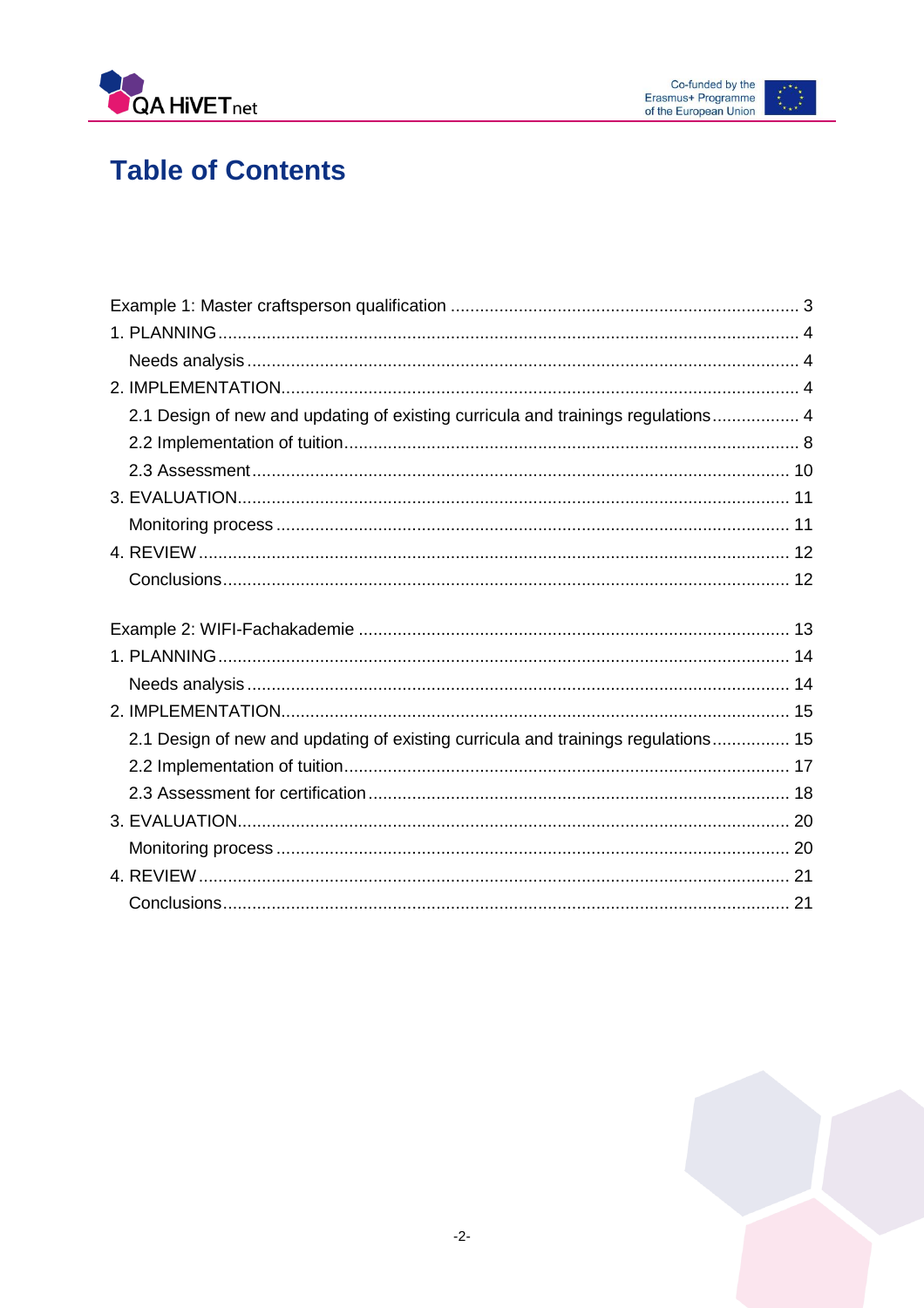# Table of Contents

Example 1: Master craftsperson qualification ........................................................................ 3

1. PLANNING ........................................................................................................................ 4

   Needs analysis ................................................................................................................. 4

2. IMPLEMENTATION .......................................................................................................... 4

   2.1 Design of new and updating of existing curricula and trainings regulations .................. 4

   2.2 Implementation of tuition ............................................................................................. 8

   2.3 Assessment ............................................................................................................... 10

3. EVALUATION ................................................................................................................. 11

   Monitoring process ......................................................................................................... 11

4. REVIEW ......................................................................................................................... 12

   Conclusions .................................................................................................................... 12

Example 2: WIFI-Fachakademie ......................................................................................... 13

1. PLANNING ..................................................................................................................... 14

   Needs analysis ............................................................................................................... 14

2. IMPLEMENTATION ........................................................................................................ 15

   2.1 Design of new and updating of existing curricula and trainings regulations ................ 15

   2.2 Implementation of tuition ........................................................................................... 17

   2.3 Assessment for certification ...................................................................................... 18

3. EVALUATION ................................................................................................................. 20

   Monitoring process ......................................................................................................... 20

4. REVIEW ......................................................................................................................... 21

   Conclusions .................................................................................................................... 21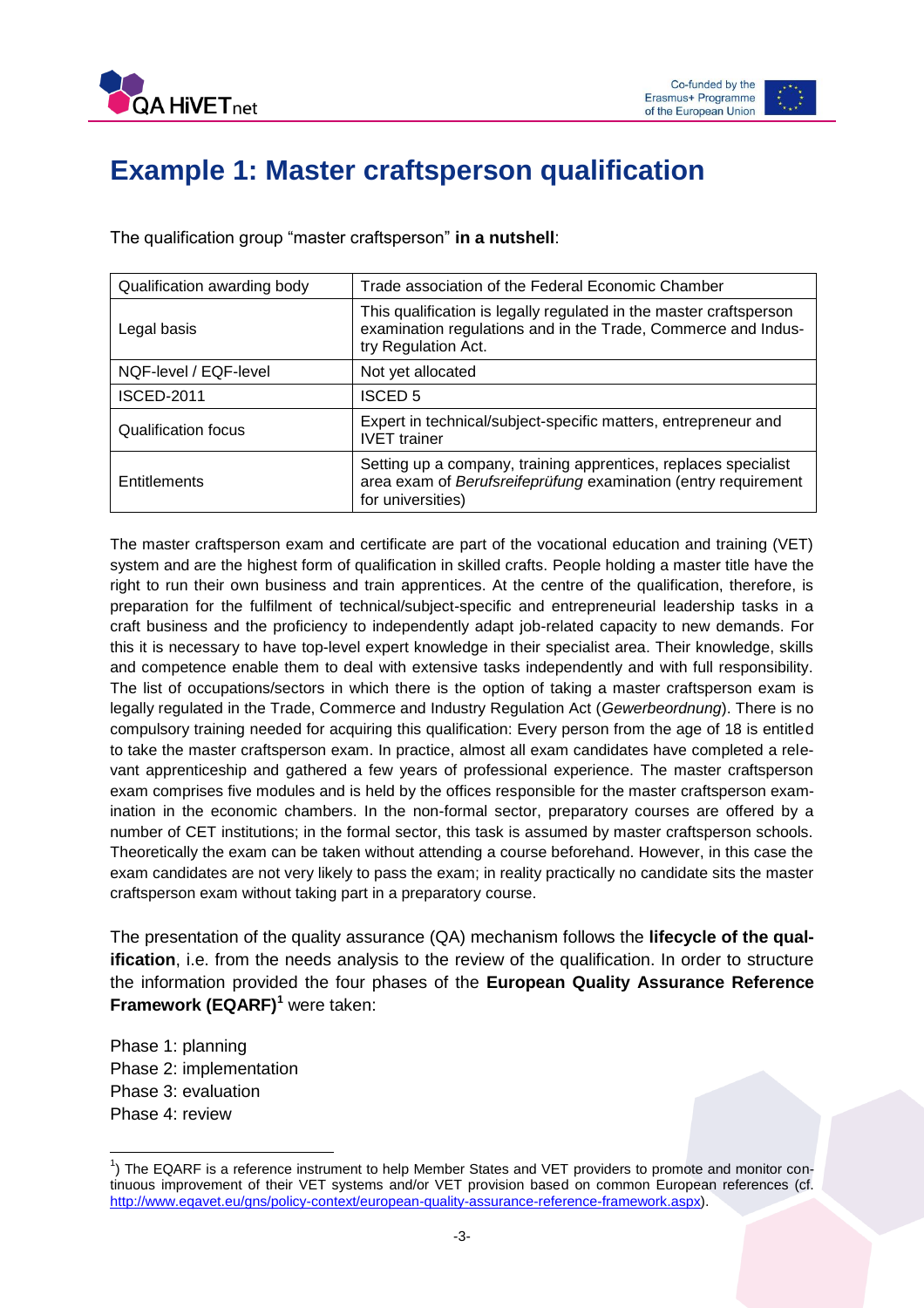# Example 1: Master craftsperson qualification

The qualification group "master craftsperson" **in a nutshell**:

| | |
|---|---|
| Qualification awarding body | Trade association of the Federal Economic Chamber |
| Legal basis | This qualification is legally regulated in the master craftsperson examination regulations and in the Trade, Commerce and Industry Regulation Act. |
| NQF-level / EQF-level | Not yet allocated |
| ISCED-2011 | ISCED 5 |
| Qualification focus | Expert in technical/subject-specific matters, entrepreneur and IVET trainer |
| Entitlements | Setting up a company, training apprentices, replaces specialist area exam of *Berufsreifeprüfung* examination (entry requirement for universities) |

The master craftsperson exam and certificate are part of the vocational education and training (VET) system and are the highest form of qualification in skilled crafts. People holding a master title have the right to run their own business and train apprentices. At the centre of the qualification, therefore, is preparation for the fulfilment of technical/subject-specific and entrepreneurial leadership tasks in a craft business and the proficiency to independently adapt job-related capacity to new demands. For this it is necessary to have top-level expert knowledge in their specialist area. Their knowledge, skills and competence enable them to deal with extensive tasks independently and with full responsibility. The list of occupations/sectors in which there is the option of taking a master craftsperson exam is legally regulated in the Trade, Commerce and Industry Regulation Act (*Gewerbeordnung*). There is no compulsory training needed for acquiring this qualification: Every person from the age of 18 is entitled to take the master craftsperson exam. In practice, almost all exam candidates have completed a relevant apprenticeship and gathered a few years of professional experience. The master craftsperson exam comprises five modules and is held by the offices responsible for the master craftsperson examination in the economic chambers. In the non-formal sector, preparatory courses are offered by a number of CET institutions; in the formal sector, this task is assumed by master craftsperson schools. Theoretically the exam can be taken without attending a course beforehand. However, in this case the exam candidates are not very likely to pass the exam; in reality practically no candidate sits the master craftsperson exam without taking part in a preparatory course.

The presentation of the quality assurance (QA) mechanism follows the **lifecycle of the qualification**, i.e. from the needs analysis to the review of the qualification. In order to structure the information provided the four phases of the **European Quality Assurance Reference Framework (EQARF)**[1] were taken:

Phase 1: planning
Phase 2: implementation
Phase 3: evaluation
Phase 4: review

[1]) The EQARF is a reference instrument to help Member States and VET providers to promote and monitor continuous improvement of their VET systems and/or VET provision based on common European references (cf. http://www.eqavet.eu/gns/policy-context/european-quality-assurance-reference-framework.aspx).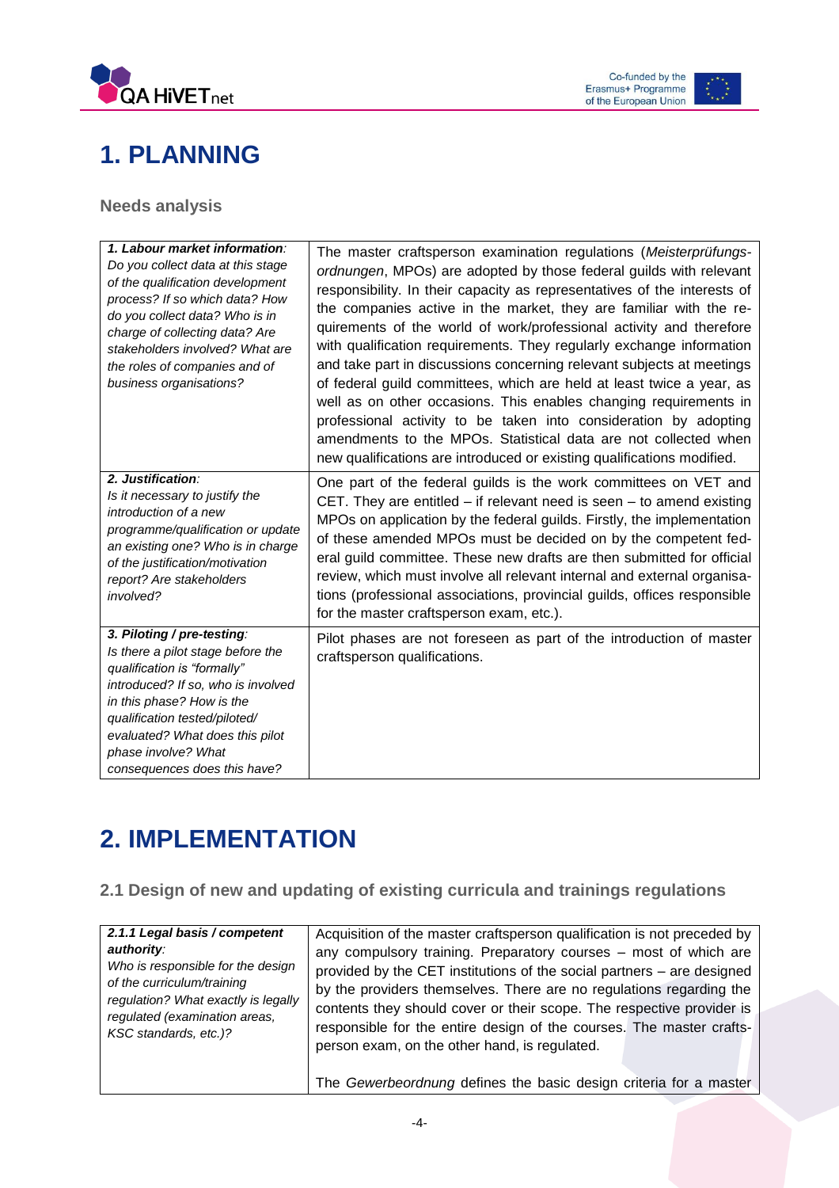# 1. PLANNING

## Needs analysis

| | |
|---|---|
| ***1. Labour market information**: Do you collect data at this stage of the qualification development process? If so which data? How do you collect data? Who is in charge of collecting data? Are stakeholders involved? What are the roles of companies and of business organisations?* | The master craftsperson examination regulations (*Meisterprüfungs-ordnungen*, MPOs) are adopted by those federal guilds with relevant responsibility. In their capacity as representatives of the interests of the companies active in the market, they are familiar with the requirements of the world of work/professional activity and therefore with qualification requirements. They regularly exchange information and take part in discussions concerning relevant subjects at meetings of federal guild committees, which are held at least twice a year, as well as on other occasions. This enables changing requirements in professional activity to be taken into consideration by adopting amendments to the MPOs. Statistical data are not collected when new qualifications are introduced or existing qualifications modified. |
| ***2. Justification**: Is it necessary to justify the introduction of a new programme/qualification or update an existing one? Who is in charge of the justification/motivation report? Are stakeholders involved?* | One part of the federal guilds is the work committees on VET and CET. They are entitled – if relevant need is seen – to amend existing MPOs on application by the federal guilds. Firstly, the implementation of these amended MPOs must be decided on by the competent federal guild committee. These new drafts are then submitted for official review, which must involve all relevant internal and external organisations (professional associations, provincial guilds, offices responsible for the master craftsperson exam, etc.). |
| ***3. Piloting / pre-testing**: Is there a pilot stage before the qualification is "formally" introduced? If so, who is involved in this phase? How is the qualification tested/piloted/ evaluated? What does this pilot phase involve? What consequences does this have?* | Pilot phases are not foreseen as part of the introduction of master craftsperson qualifications. |

# 2. IMPLEMENTATION

## 2.1 Design of new and updating of existing curricula and trainings regulations

| | |
|---|---|
| ***2.1.1 Legal basis / competent authority**: Who is responsible for the design of the curriculum/training regulation? What exactly is legally regulated (examination areas, KSC standards, etc.)?* | Acquisition of the master craftsperson qualification is not preceded by any compulsory training. Preparatory courses – most of which are provided by the CET institutions of the social partners – are designed by the providers themselves. There are no regulations regarding the contents they should cover or their scope. The respective provider is responsible for the entire design of the courses. The master craftsperson exam, on the other hand, is regulated.<br><br>The *Gewerbeordnung* defines the basic design criteria for a master |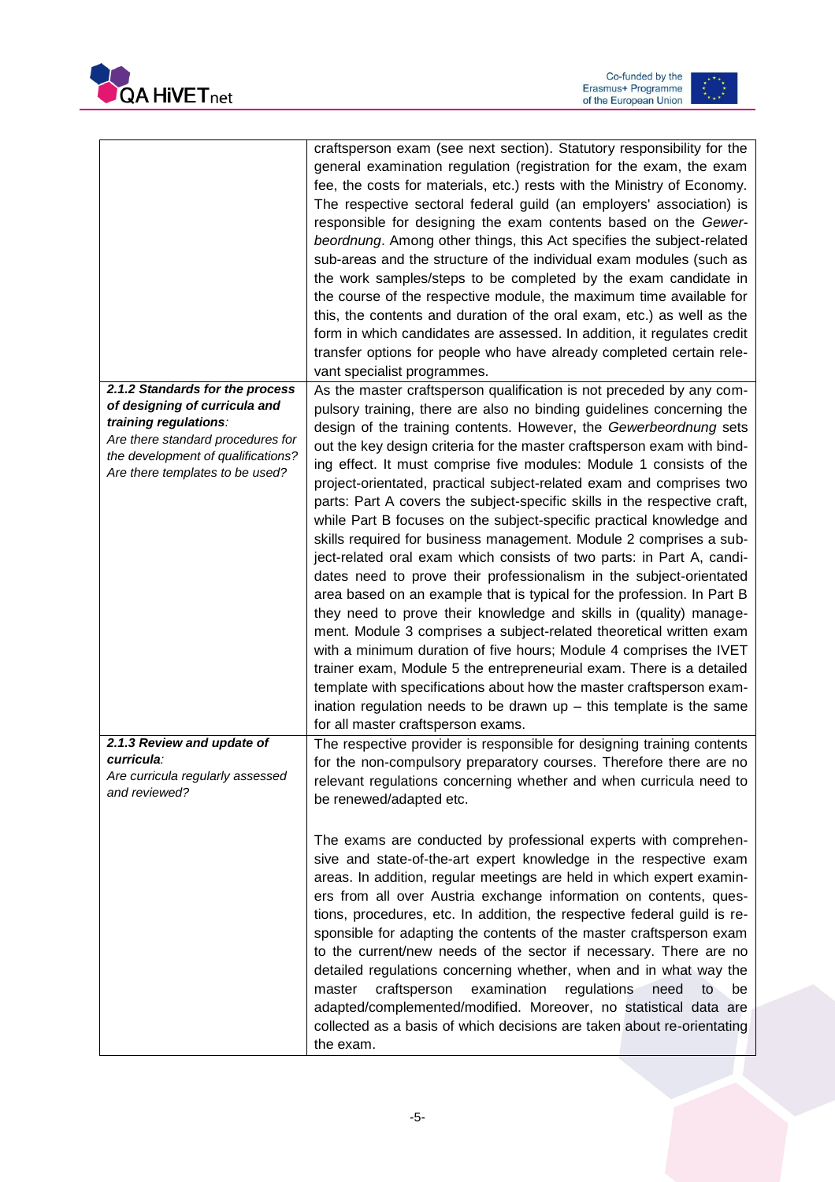| | |
|---|---|
| | craftsperson exam (see next section). Statutory responsibility for the general examination regulation (registration for the exam, the exam fee, the costs for materials, etc.) rests with the Ministry of Economy. The respective sectoral federal guild (an employers' association) is responsible for designing the exam contents based on the *Gewerbeordnung*. Among other things, this Act specifies the subject-related sub-areas and the structure of the individual exam modules (such as the work samples/steps to be completed by the exam candidate in the course of the respective module, the maximum time available for this, the contents and duration of the oral exam, etc.) as well as the form in which candidates are assessed. In addition, it regulates credit transfer options for people who have already completed certain relevant specialist programmes. |
| ***2.1.2 Standards for the process of designing of curricula and training regulations****:*<br>*Are there standard procedures for the development of qualifications? Are there templates to be used?* | As the master craftsperson qualification is not preceded by any compulsory training, there are also no binding guidelines concerning the design of the training contents. However, the *Gewerbeordnung* sets out the key design criteria for the master craftsperson exam with binding effect. It must comprise five modules: Module 1 consists of the project-orientated, practical subject-related exam and comprises two parts: Part A covers the subject-specific skills in the respective craft, while Part B focuses on the subject-specific practical knowledge and skills required for business management. Module 2 comprises a subject-related oral exam which consists of two parts: in Part A, candidates need to prove their professionalism in the subject-orientated area based on an example that is typical for the profession. In Part B they need to prove their knowledge and skills in (quality) management. Module 3 comprises a subject-related theoretical written exam with a minimum duration of five hours; Module 4 comprises the IVET trainer exam, Module 5 the entrepreneurial exam. There is a detailed template with specifications about how the master craftsperson examination regulation needs to be drawn up – this template is the same for all master craftsperson exams. |
| ***2.1.3 Review and update of curricula****:*<br>*Are curricula regularly assessed and reviewed?* | The respective provider is responsible for designing training contents for the non-compulsory preparatory courses. Therefore there are no relevant regulations concerning whether and when curricula need to be renewed/adapted etc.<br><br>The exams are conducted by professional experts with comprehensive and state-of-the-art expert knowledge in the respective exam areas. In addition, regular meetings are held in which expert examiners from all over Austria exchange information on contents, questions, procedures, etc. In addition, the respective federal guild is responsible for adapting the contents of the master craftsperson exam to the current/new needs of the sector if necessary. There are no detailed regulations concerning whether, when and in what way the master craftsperson examination regulations need to be adapted/complemented/modified. Moreover, no statistical data are collected as a basis of which decisions are taken about re-orientating the exam. |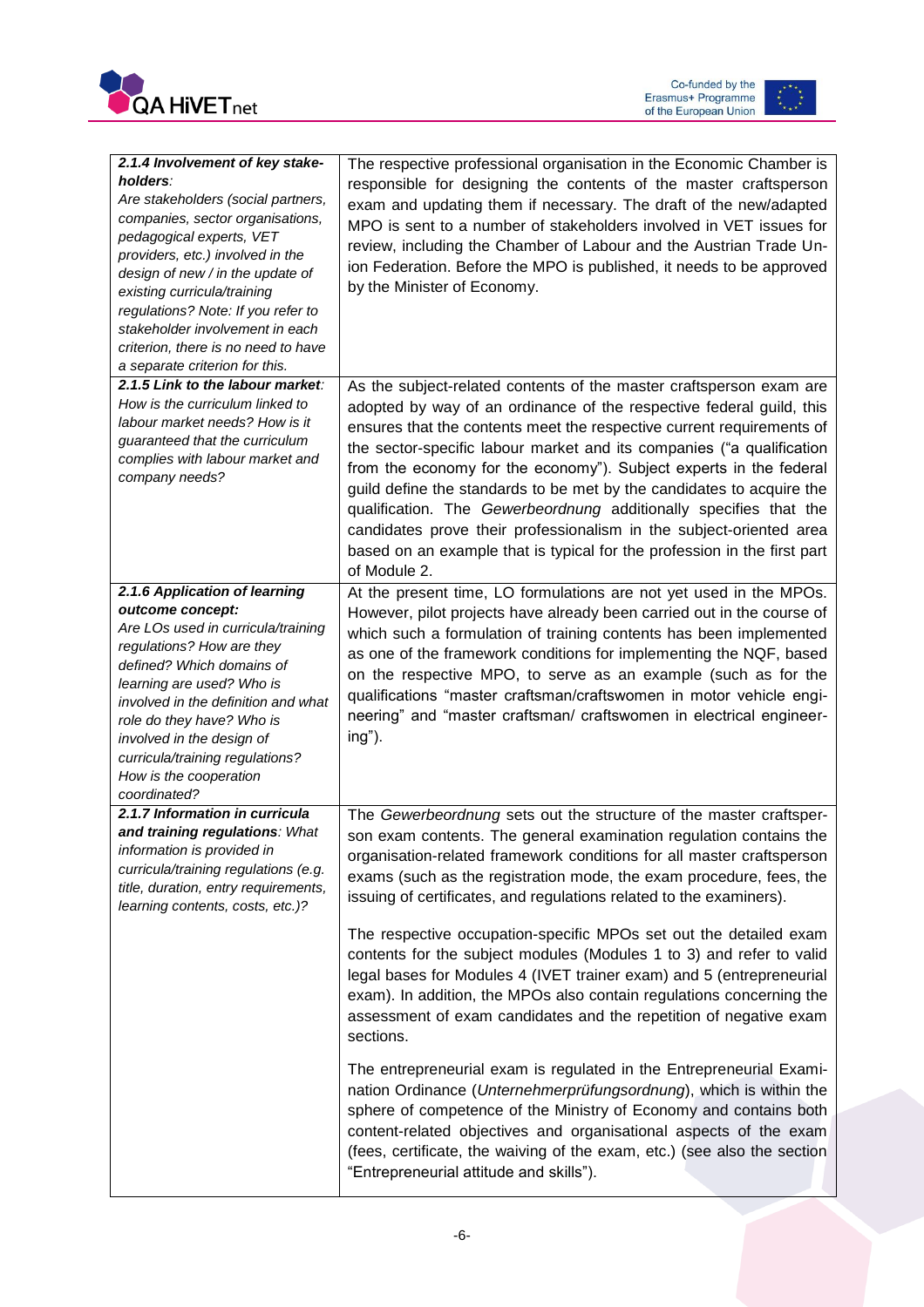| | |
|---|---|
| ***2.1.4 Involvement of key stake-holders**: Are stakeholders (social partners, companies, sector organisations, pedagogical experts, VET providers, etc.) involved in the design of new / in the update of existing curricula/training regulations? Note: If you refer to stakeholder involvement in each criterion, there is no need to have a separate criterion for this.* | The respective professional organisation in the Economic Chamber is responsible for designing the contents of the master craftsperson exam and updating them if necessary. The draft of the new/adapted MPO is sent to a number of stakeholders involved in VET issues for review, including the Chamber of Labour and the Austrian Trade Union Federation. Before the MPO is published, it needs to be approved by the Minister of Economy. |
| ***2.1.5 Link to the labour market**: How is the curriculum linked to labour market needs? How is it guaranteed that the curriculum complies with labour market and company needs?* | As the subject-related contents of the master craftsperson exam are adopted by way of an ordinance of the respective federal guild, this ensures that the contents meet the respective current requirements of the sector-specific labour market and its companies ("a qualification from the economy for the economy"). Subject experts in the federal guild define the standards to be met by the candidates to acquire the qualification. The *Gewerbeordnung* additionally specifies that the candidates prove their professionalism in the subject-oriented area based on an example that is typical for the profession in the first part of Module 2. |
| ***2.1.6 Application of learning outcome concept:** Are LOs used in curricula/training regulations? How are they defined? Which domains of learning are used? Who is involved in the definition and what role do they have? Who is involved in the design of curricula/training regulations? How is the cooperation coordinated?* | At the present time, LO formulations are not yet used in the MPOs. However, pilot projects have already been carried out in the course of which such a formulation of training contents has been implemented as one of the framework conditions for implementing the NQF, based on the respective MPO, to serve as an example (such as for the qualifications "master craftsman/craftswomen in motor vehicle engineering" and "master craftsman/ craftswomen in electrical engineering"). |
| ***2.1.7 Information in curricula and training regulations**: What information is provided in curricula/training regulations (e.g. title, duration, entry requirements, learning contents, costs, etc.)?* | The *Gewerbeordnung* sets out the structure of the master craftsperson exam contents. The general examination regulation contains the organisation-related framework conditions for all master craftsperson exams (such as the registration mode, the exam procedure, fees, the issuing of certificates, and regulations related to the examiners).<br><br>The respective occupation-specific MPOs set out the detailed exam contents for the subject modules (Modules 1 to 3) and refer to valid legal bases for Modules 4 (IVET trainer exam) and 5 (entrepreneurial exam). In addition, the MPOs also contain regulations concerning the assessment of exam candidates and the repetition of negative exam sections.<br><br>The entrepreneurial exam is regulated in the Entrepreneurial Examination Ordinance (*Unternehmerprüfungsordnung*), which is within the sphere of competence of the Ministry of Economy and contains both content-related objectives and organisational aspects of the exam (fees, certificate, the waiving of the exam, etc.) (see also the section "Entrepreneurial attitude and skills"). |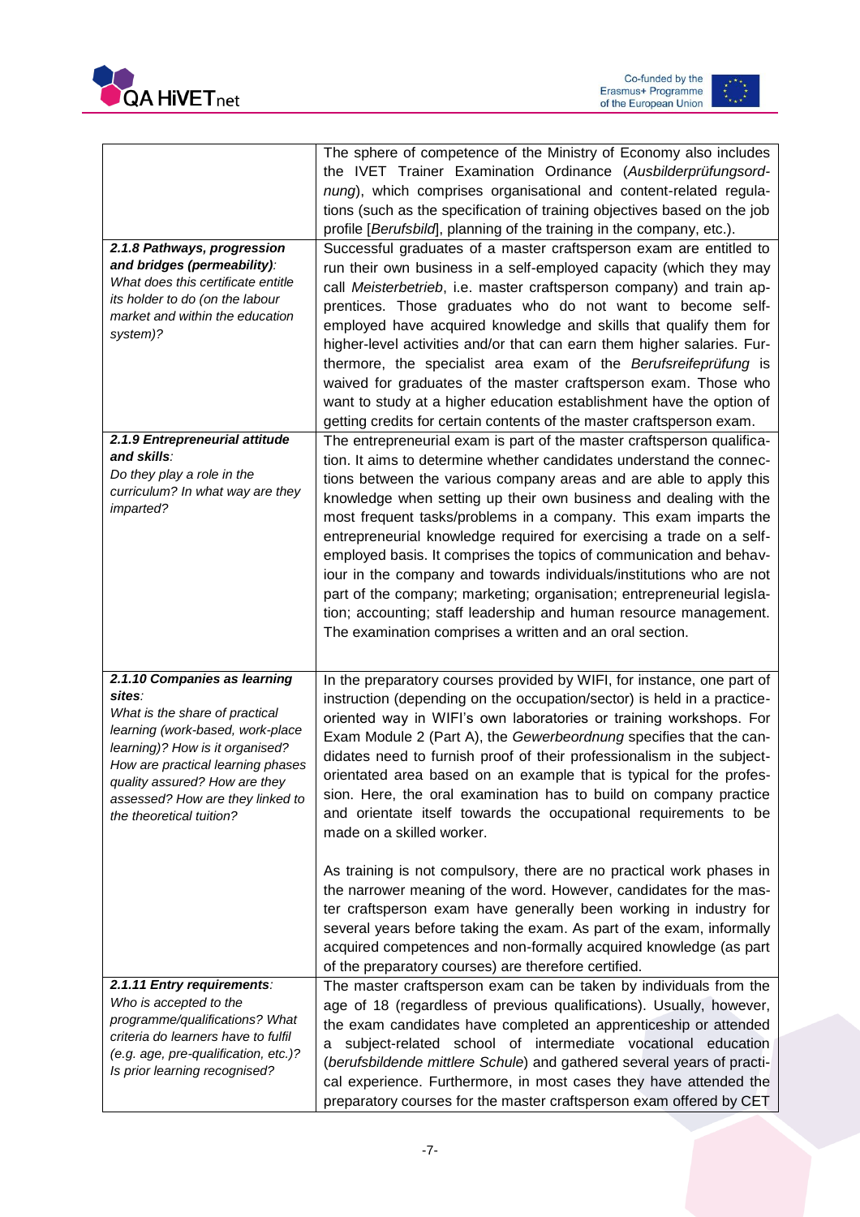| | |
|---|---|
| | The sphere of competence of the Ministry of Economy also includes the IVET Trainer Examination Ordinance (*Ausbilderprüfungsordnung*), which comprises organisational and content-related regulations (such as the specification of training objectives based on the job profile [*Berufsbild*], planning of the training in the company, etc.). |
| ***2.1.8 Pathways, progression and bridges (permeability)**:* *What does this certificate entitle its holder to do (on the labour market and within the education system)?* | Successful graduates of a master craftsperson exam are entitled to run their own business in a self-employed capacity (which they may call *Meisterbetrieb*, i.e. master craftsperson company) and train apprentices. Those graduates who do not want to become self-employed have acquired knowledge and skills that qualify them for higher-level activities and/or that can earn them higher salaries. Furthermore, the specialist area exam of the *Berufsreifeprüfung* is waived for graduates of the master craftsperson exam. Those who want to study at a higher education establishment have the option of getting credits for certain contents of the master craftsperson exam. |
| ***2.1.9 Entrepreneurial attitude and skills**:* *Do they play a role in the curriculum? In what way are they imparted?* | The entrepreneurial exam is part of the master craftsperson qualification. It aims to determine whether candidates understand the connections between the various company areas and are able to apply this knowledge when setting up their own business and dealing with the most frequent tasks/problems in a company. This exam imparts the entrepreneurial knowledge required for exercising a trade on a self-employed basis. It comprises the topics of communication and behaviour in the company and towards individuals/institutions who are not part of the company; marketing; organisation; entrepreneurial legislation; accounting; staff leadership and human resource management. The examination comprises a written and an oral section. |
| ***2.1.10 Companies as learning sites**:* *What is the share of practical learning (work-based, work-place learning)? How is it organised? How are practical learning phases quality assured? How are they assessed? How are they linked to the theoretical tuition?* | In the preparatory courses provided by WIFI, for instance, one part of instruction (depending on the occupation/sector) is held in a practice-oriented way in WIFI's own laboratories or training workshops. For Exam Module 2 (Part A), the *Gewerbeordnung* specifies that the candidates need to furnish proof of their professionalism in the subject-orientated area based on an example that is typical for the profession. Here, the oral examination has to build on company practice and orientate itself towards the occupational requirements to be made on a skilled worker.<br><br>As training is not compulsory, there are no practical work phases in the narrower meaning of the word. However, candidates for the master craftsperson exam have generally been working in industry for several years before taking the exam. As part of the exam, informally acquired competences and non-formally acquired knowledge (as part of the preparatory courses) are therefore certified. |
| ***2.1.11 Entry requirements**:* *Who is accepted to the programme/qualifications? What criteria do learners have to fulfil (e.g. age, pre-qualification, etc.)? Is prior learning recognised?* | The master craftsperson exam can be taken by individuals from the age of 18 (regardless of previous qualifications). Usually, however, the exam candidates have completed an apprenticeship or attended a subject-related school of intermediate vocational education (*berufsbildende mittlere Schule*) and gathered several years of practical experience. Furthermore, in most cases they have attended the preparatory courses for the master craftsperson exam offered by CET |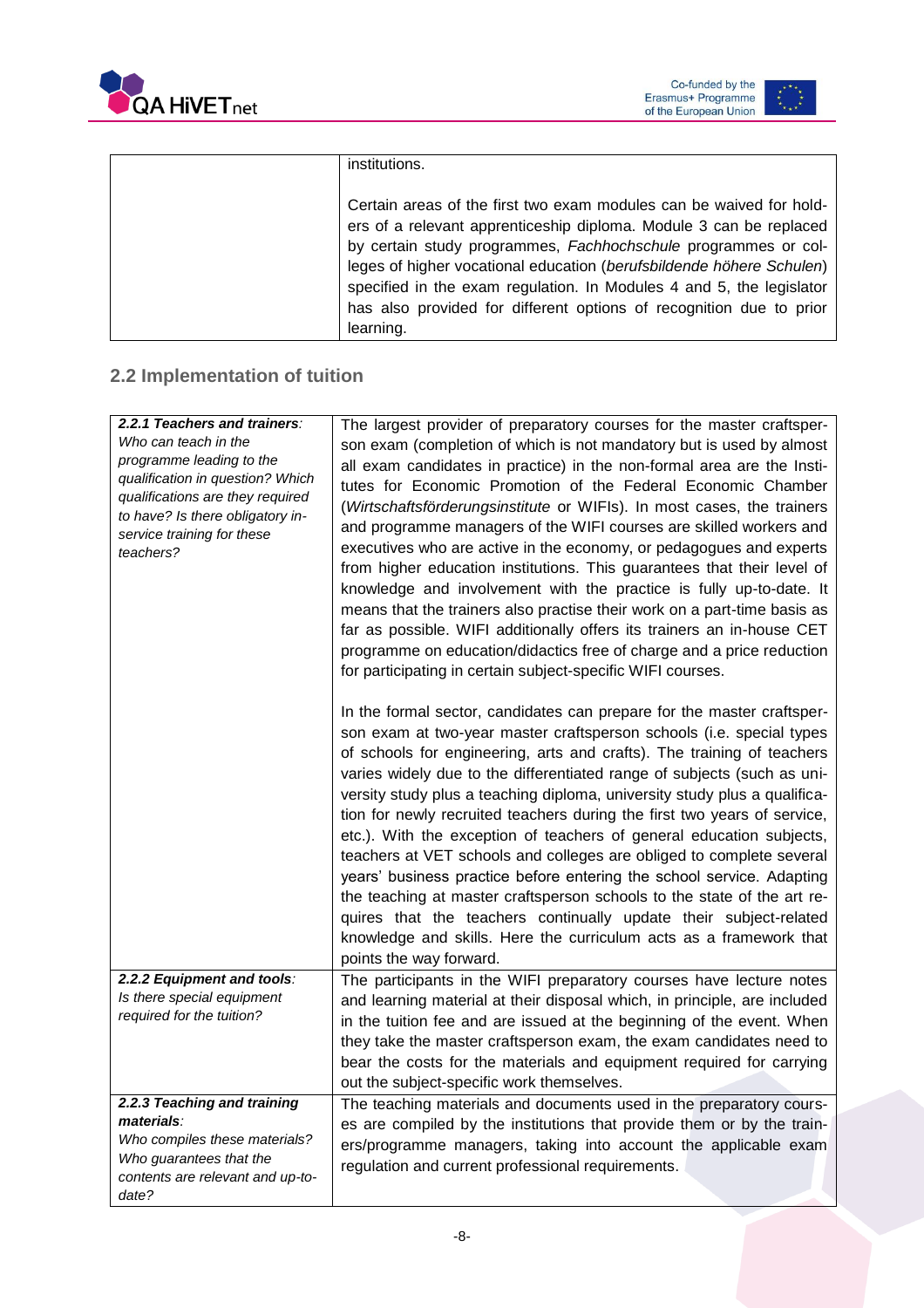| | institutions.<br><br>Certain areas of the first two exam modules can be waived for holders of a relevant apprenticeship diploma. Module 3 can be replaced by certain study programmes, *Fachhochschule* programmes or colleges of higher vocational education (*berufsbildende höhere Schulen*) specified in the exam regulation. In Modules 4 and 5, the legislator has also provided for different options of recognition due to prior learning. |
|---|---|

## 2.2 Implementation of tuition

| ***2.2.1 Teachers and trainers**:*<br>*Who can teach in the programme leading to the qualification in question? Which qualifications are they required to have? Is there obligatory in-service training for these teachers?* | The largest provider of preparatory courses for the master craftsperson exam (completion of which is not mandatory but is used by almost all exam candidates in practice) in the non-formal area are the Institutes for Economic Promotion of the Federal Economic Chamber (*Wirtschaftsförderungsinstitute* or WIFIs). In most cases, the trainers and programme managers of the WIFI courses are skilled workers and executives who are active in the economy, or pedagogues and experts from higher education institutions. This guarantees that their level of knowledge and involvement with the practice is fully up-to-date. It means that the trainers also practise their work on a part-time basis as far as possible. WIFI additionally offers its trainers an in-house CET programme on education/didactics free of charge and a price reduction for participating in certain subject-specific WIFI courses.<br><br>In the formal sector, candidates can prepare for the master craftsperson exam at two-year master craftsperson schools (i.e. special types of schools for engineering, arts and crafts). The training of teachers varies widely due to the differentiated range of subjects (such as university study plus a teaching diploma, university study plus a qualification for newly recruited teachers during the first two years of service, etc.). With the exception of teachers of general education subjects, teachers at VET schools and colleges are obliged to complete several years' business practice before entering the school service. Adapting the teaching at master craftsperson schools to the state of the art requires that the teachers continually update their subject-related knowledge and skills. Here the curriculum acts as a framework that points the way forward. |
|---|---|
| ***2.2.2 Equipment and tools**:*<br>*Is there special equipment required for the tuition?* | The participants in the WIFI preparatory courses have lecture notes and learning material at their disposal which, in principle, are included in the tuition fee and are issued at the beginning of the event. When they take the master craftsperson exam, the exam candidates need to bear the costs for the materials and equipment required for carrying out the subject-specific work themselves. |
| ***2.2.3 Teaching and training materials**:*<br>*Who compiles these materials? Who guarantees that the contents are relevant and up-to-date?* | The teaching materials and documents used in the preparatory courses are compiled by the institutions that provide them or by the trainers/programme managers, taking into account the applicable exam regulation and current professional requirements. |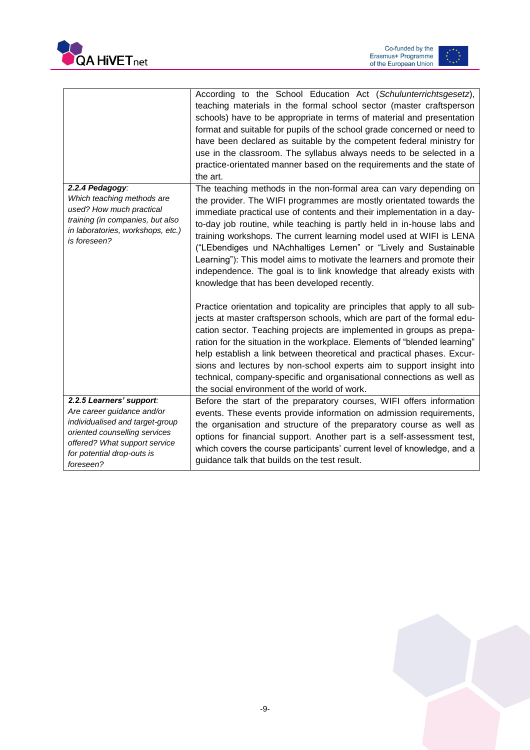| | |
|---|---|
| | According to the School Education Act (*Schulunterrichtsgesetz*), teaching materials in the formal school sector (master craftsperson schools) have to be appropriate in terms of material and presentation format and suitable for pupils of the school grade concerned or need to have been declared as suitable by the competent federal ministry for use in the classroom. The syllabus always needs to be selected in a practice-orientated manner based on the requirements and the state of the art. |
| ***2.2.4 Pedagogy**:* *Which teaching methods are used? How much practical training (in companies, but also in laboratories, workshops, etc.) is foreseen?* | The teaching methods in the non-formal area can vary depending on the provider. The WIFI programmes are mostly orientated towards the immediate practical use of contents and their implementation in a day-to-day job routine, while teaching is partly held in in-house labs and training workshops. The current learning model used at WIFI is LENA ("LEbendiges und NAchhaltiges Lernen" or "Lively and Sustainable Learning"): This model aims to motivate the learners and promote their independence. The goal is to link knowledge that already exists with knowledge that has been developed recently.<br><br>Practice orientation and topicality are principles that apply to all subjects at master craftsperson schools, which are part of the formal education sector. Teaching projects are implemented in groups as preparation for the situation in the workplace. Elements of "blended learning" help establish a link between theoretical and practical phases. Excursions and lectures by non-school experts aim to support insight into technical, company-specific and organisational connections as well as the social environment of the world of work. |
| ***2.2.5 Learners' support**:* *Are career guidance and/or individualised and target-group oriented counselling services offered? What support service for potential drop-outs is foreseen?* | Before the start of the preparatory courses, WIFI offers information events. These events provide information on admission requirements, the organisation and structure of the preparatory course as well as options for financial support. Another part is a self-assessment test, which covers the course participants' current level of knowledge, and a guidance talk that builds on the test result. |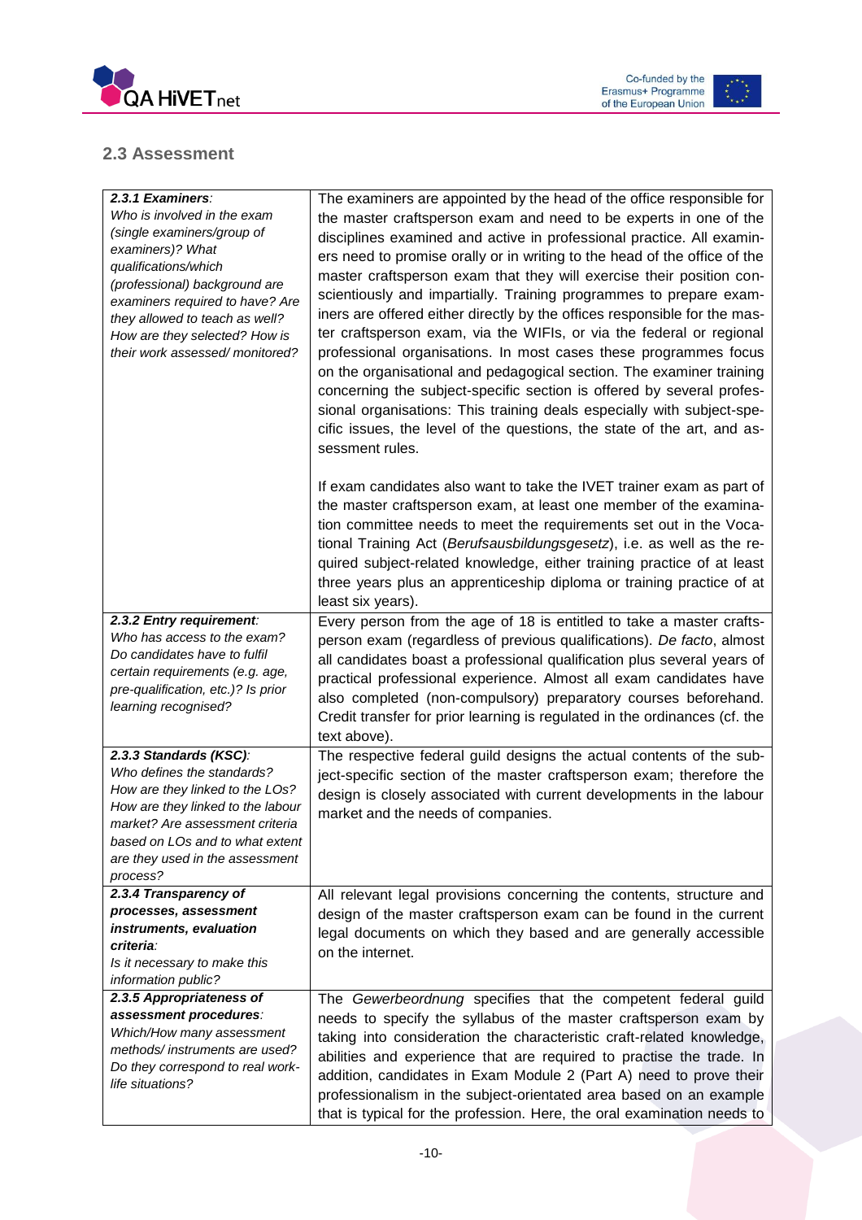## 2.3 Assessment

| | |
|---|---|
| ***2.3.1 Examiners**:* *Who is involved in the exam (single examiners/group of examiners)? What qualifications/which (professional) background are examiners required to have? Are they allowed to teach as well? How are they selected? How is their work assessed/ monitored?* | The examiners are appointed by the head of the office responsible for the master craftsperson exam and need to be experts in one of the disciplines examined and active in professional practice. All examiners need to promise orally or in writing to the head of the office of the master craftsperson exam that they will exercise their position conscientiously and impartially. Training programmes to prepare examiners are offered either directly by the offices responsible for the master craftsperson exam, via the WIFIs, or via the federal or regional professional organisations. In most cases these programmes focus on the organisational and pedagogical section. The examiner training concerning the subject-specific section is offered by several professional organisations: This training deals especially with subject-specific issues, the level of the questions, the state of the art, and assessment rules.<br><br>If exam candidates also want to take the IVET trainer exam as part of the master craftsperson exam, at least one member of the examination committee needs to meet the requirements set out in the Vocational Training Act (*Berufsausbildungsgesetz*), i.e. as well as the required subject-related knowledge, either training practice of at least three years plus an apprenticeship diploma or training practice of at least six years). |
| ***2.3.2 Entry requirement**:* *Who has access to the exam? Do candidates have to fulfil certain requirements (e.g. age, pre-qualification, etc.)? Is prior learning recognised?* | Every person from the age of 18 is entitled to take a master craftsperson exam (regardless of previous qualifications). *De facto*, almost all candidates boast a professional qualification plus several years of practical professional experience. Almost all exam candidates have also completed (non-compulsory) preparatory courses beforehand. Credit transfer for prior learning is regulated in the ordinances (cf. the text above). |
| ***2.3.3 Standards (KSC)**:* *Who defines the standards? How are they linked to the LOs? How are they linked to the labour market? Are assessment criteria based on LOs and to what extent are they used in the assessment process?* | The respective federal guild designs the actual contents of the subject-specific section of the master craftsperson exam; therefore the design is closely associated with current developments in the labour market and the needs of companies. |
| ***2.3.4 Transparency of processes, assessment instruments, evaluation criteria**:* *Is it necessary to make this information public?* | All relevant legal provisions concerning the contents, structure and design of the master craftsperson exam can be found in the current legal documents on which they based and are generally accessible on the internet. |
| ***2.3.5 Appropriateness of assessment procedures**:* *Which/How many assessment methods/ instruments are used? Do they correspond to real work-life situations?* | The *Gewerbeordnung* specifies that the competent federal guild needs to specify the syllabus of the master craftsperson exam by taking into consideration the characteristic craft-related knowledge, abilities and experience that are required to practise the trade. In addition, candidates in Exam Module 2 (Part A) need to prove their professionalism in the subject-orientated area based on an example that is typical for the profession. Here, the oral examination needs to |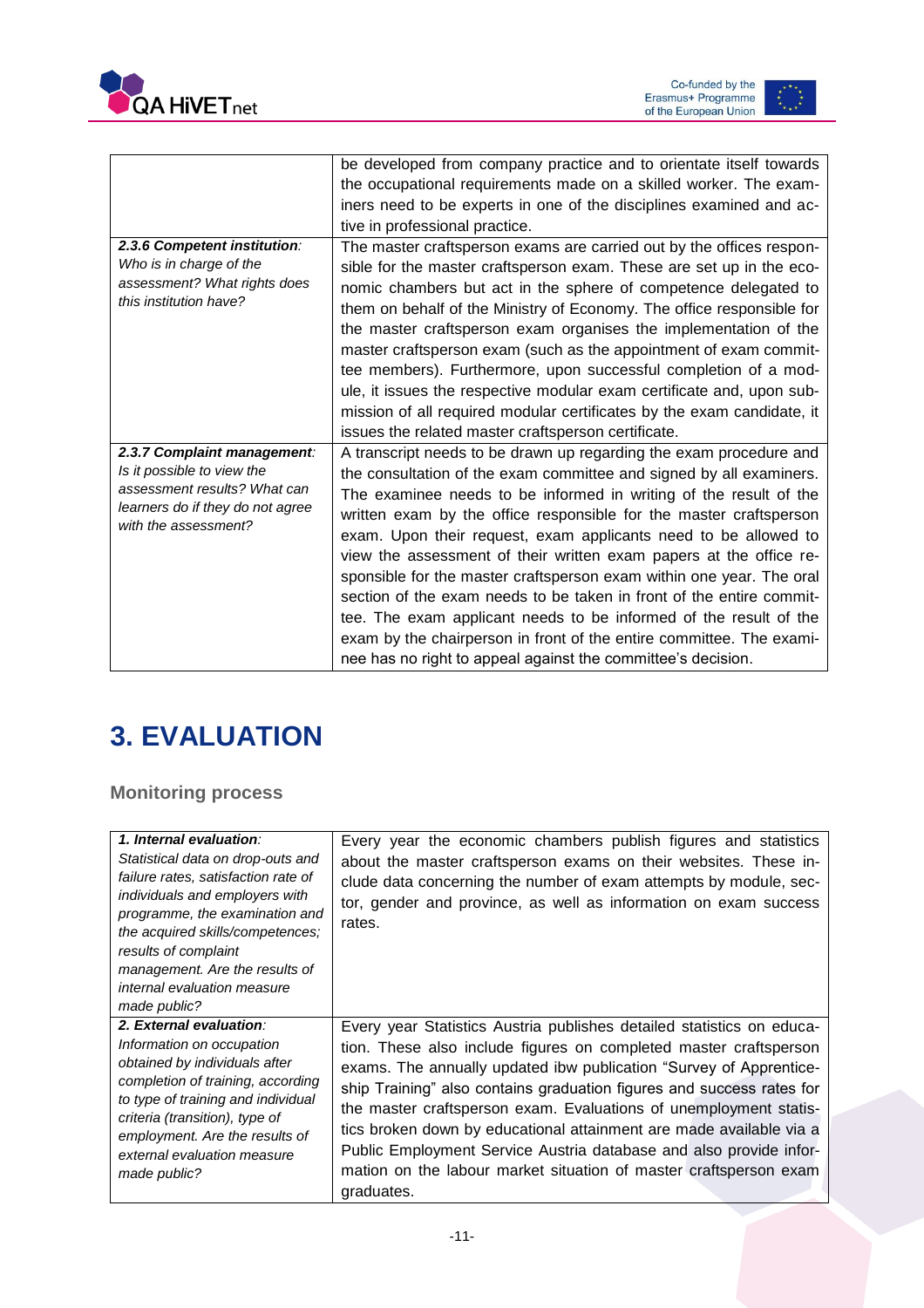| | |
|---|---|
| | be developed from company practice and to orientate itself towards the occupational requirements made on a skilled worker. The examiners need to be experts in one of the disciplines examined and active in professional practice. |
| ***2.3.6 Competent institution**:* *Who is in charge of the assessment? What rights does this institution have?* | The master craftsperson exams are carried out by the offices responsible for the master craftsperson exam. These are set up in the economic chambers but act in the sphere of competence delegated to them on behalf of the Ministry of Economy. The office responsible for the master craftsperson exam organises the implementation of the master craftsperson exam (such as the appointment of exam committee members). Furthermore, upon successful completion of a module, it issues the respective modular exam certificate and, upon submission of all required modular certificates by the exam candidate, it issues the related master craftsperson certificate. |
| ***2.3.7 Complaint management**:* *Is it possible to view the assessment results? What can learners do if they do not agree with the assessment?* | A transcript needs to be drawn up regarding the exam procedure and the consultation of the exam committee and signed by all examiners. The examinee needs to be informed in writing of the result of the written exam by the office responsible for the master craftsperson exam. Upon their request, exam applicants need to be allowed to view the assessment of their written exam papers at the office responsible for the master craftsperson exam within one year. The oral section of the exam needs to be taken in front of the entire committee. The exam applicant needs to be informed of the result of the exam by the chairperson in front of the entire committee. The examinee has no right to appeal against the committee's decision. |

# 3. EVALUATION

## Monitoring process

| | |
|---|---|
| ***1. Internal evaluation**:* *Statistical data on drop-outs and failure rates, satisfaction rate of individuals and employers with programme, the examination and the acquired skills/competences; results of complaint management. Are the results of internal evaluation measure made public?* | Every year the economic chambers publish figures and statistics about the master craftsperson exams on their websites. These include data concerning the number of exam attempts by module, sector, gender and province, as well as information on exam success rates. |
| ***2. External evaluation**:* *Information on occupation obtained by individuals after completion of training, according to type of training and individual criteria (transition), type of employment. Are the results of external evaluation measure made public?* | Every year Statistics Austria publishes detailed statistics on education. These also include figures on completed master craftsperson exams. The annually updated ibw publication "Survey of Apprenticeship Training" also contains graduation figures and success rates for the master craftsperson exam. Evaluations of unemployment statistics broken down by educational attainment are made available via a Public Employment Service Austria database and also provide information on the labour market situation of master craftsperson exam graduates. |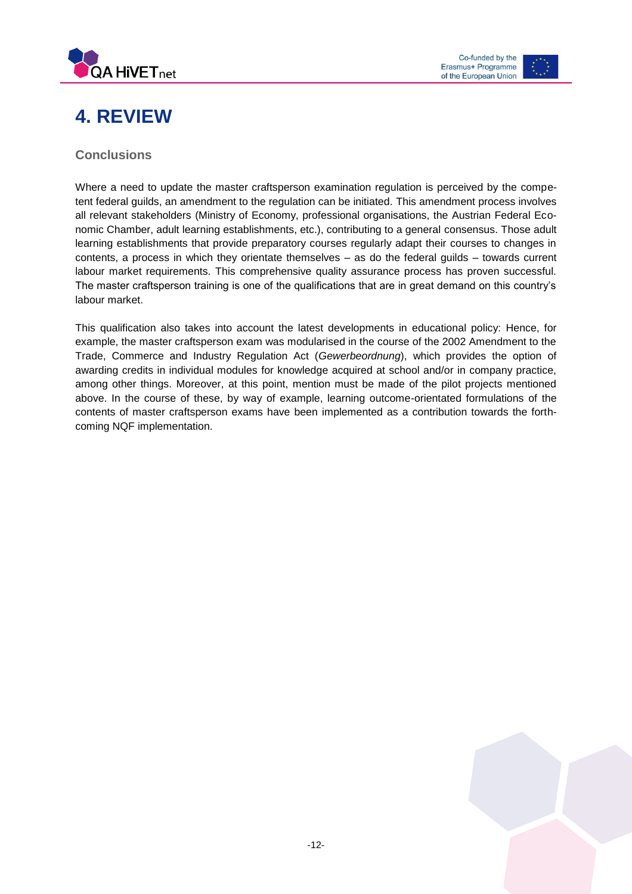# 4. REVIEW

## Conclusions

Where a need to update the master craftsperson examination regulation is perceived by the competent federal guilds, an amendment to the regulation can be initiated. This amendment process involves all relevant stakeholders (Ministry of Economy, professional organisations, the Austrian Federal Economic Chamber, adult learning establishments, etc.), contributing to a general consensus. Those adult learning establishments that provide preparatory courses regularly adapt their courses to changes in contents, a process in which they orientate themselves – as do the federal guilds – towards current labour market requirements. This comprehensive quality assurance process has proven successful. The master craftsperson training is one of the qualifications that are in great demand on this country's labour market.

This qualification also takes into account the latest developments in educational policy: Hence, for example, the master craftsperson exam was modularised in the course of the 2002 Amendment to the Trade, Commerce and Industry Regulation Act (*Gewerbeordnung*), which provides the option of awarding credits in individual modules for knowledge acquired at school and/or in company practice, among other things. Moreover, at this point, mention must be made of the pilot projects mentioned above. In the course of these, by way of example, learning outcome-orientated formulations of the contents of master craftsperson exams have been implemented as a contribution towards the forthcoming NQF implementation.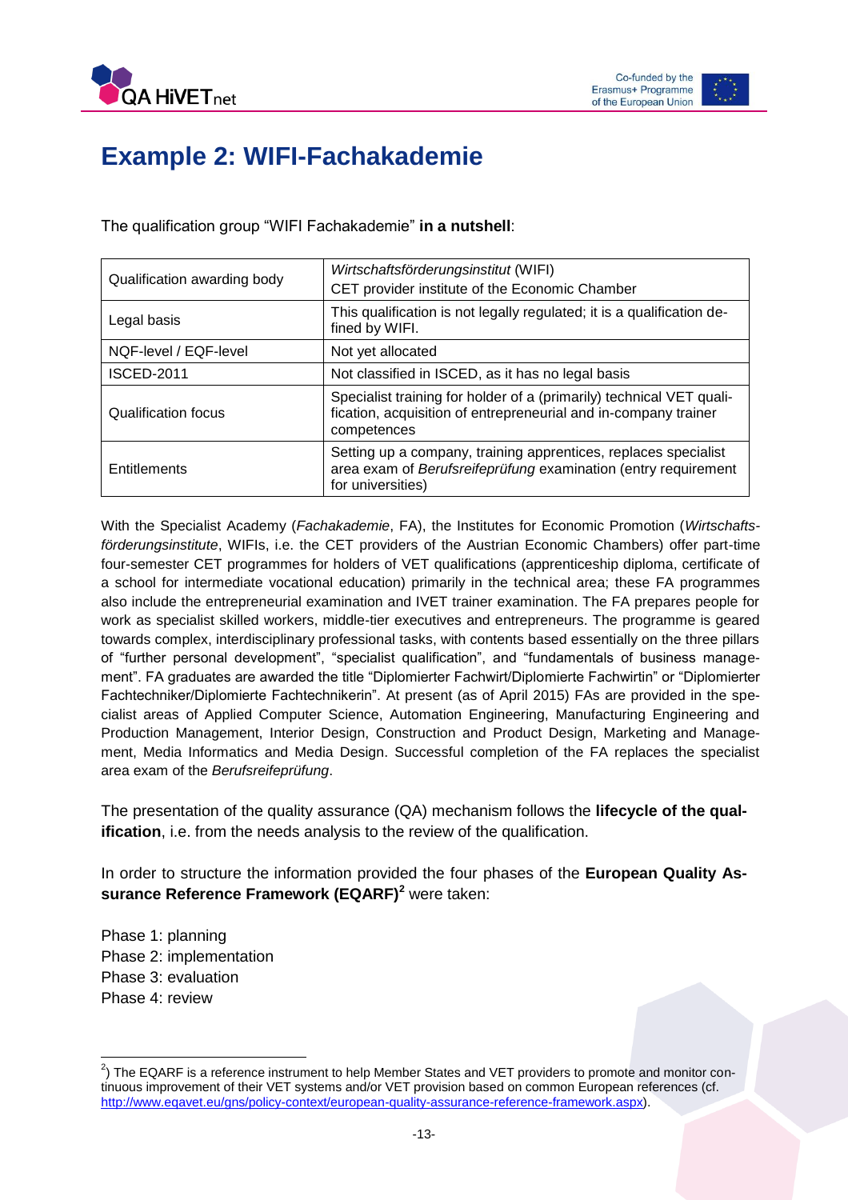# Example 2: WIFI-Fachakademie

The qualification group “WIFI Fachakademie” **in a nutshell**:

| Qualification awarding body | *Wirtschaftsförderungsinstitut* (WIFI) CET provider institute of the Economic Chamber |
|---|---|
| Legal basis | This qualification is not legally regulated; it is a qualification defined by WIFI. |
| NQF-level / EQF-level | Not yet allocated |
| ISCED-2011 | Not classified in ISCED, as it has no legal basis |
| Qualification focus | Specialist training for holder of a (primarily) technical VET qualification, acquisition of entrepreneurial and in-company trainer competences |
| Entitlements | Setting up a company, training apprentices, replaces specialist area exam of *Berufsreifeprüfung* examination (entry requirement for universities) |

With the Specialist Academy (*Fachakademie*, FA), the Institutes for Economic Promotion (*Wirtschaftsförderungsinstitute*, WIFIs, i.e. the CET providers of the Austrian Economic Chambers) offer part-time four-semester CET programmes for holders of VET qualifications (apprenticeship diploma, certificate of a school for intermediate vocational education) primarily in the technical area; these FA programmes also include the entrepreneurial examination and IVET trainer examination. The FA prepares people for work as specialist skilled workers, middle-tier executives and entrepreneurs. The programme is geared towards complex, interdisciplinary professional tasks, with contents based essentially on the three pillars of “further personal development”, “specialist qualification”, and “fundamentals of business management”. FA graduates are awarded the title “Diplomierter Fachwirt/Diplomierte Fachwirtin” or “Diplomierter Fachtechniker/Diplomierte Fachtechnikerin”. At present (as of April 2015) FAs are provided in the specialist areas of Applied Computer Science, Automation Engineering, Manufacturing Engineering and Production Management, Interior Design, Construction and Product Design, Marketing and Management, Media Informatics and Media Design. Successful completion of the FA replaces the specialist area exam of the *Berufsreifeprüfung*.

The presentation of the quality assurance (QA) mechanism follows the **lifecycle of the qualification**, i.e. from the needs analysis to the review of the qualification.

In order to structure the information provided the four phases of the **European Quality Assurance Reference Framework (EQARF)**[2] were taken:

Phase 1: planning  
Phase 2: implementation  
Phase 3: evaluation  
Phase 4: review

[2]) The EQARF is a reference instrument to help Member States and VET providers to promote and monitor continuous improvement of their VET systems and/or VET provision based on common European references (cf. http://www.eqavet.eu/gns/policy-context/european-quality-assurance-reference-framework.aspx).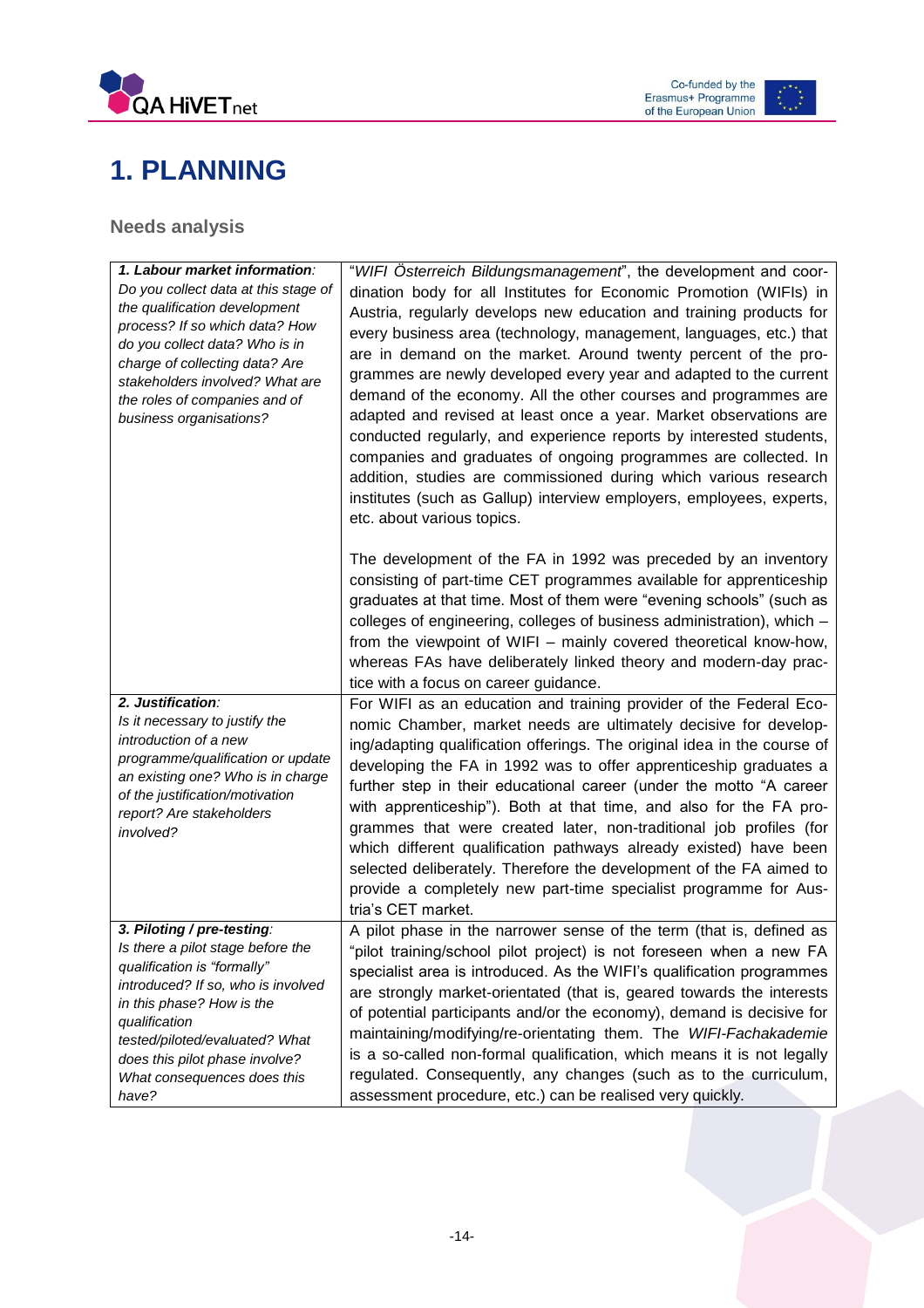# 1. PLANNING

## Needs analysis

| | |
|---|---|
| ***1. Labour market information**: Do you collect data at this stage of the qualification development process? If so which data? How do you collect data? Who is in charge of collecting data? Are stakeholders involved? What are the roles of companies and of business organisations?* | "*WIFI Österreich Bildungsmanagement*", the development and coordination body for all Institutes for Economic Promotion (WIFIs) in Austria, regularly develops new education and training products for every business area (technology, management, languages, etc.) that are in demand on the market. Around twenty percent of the programmes are newly developed every year and adapted to the current demand of the economy. All the other courses and programmes are adapted and revised at least once a year. Market observations are conducted regularly, and experience reports by interested students, companies and graduates of ongoing programmes are collected. In addition, studies are commissioned during which various research institutes (such as Gallup) interview employers, employees, experts, etc. about various topics.<br><br>The development of the FA in 1992 was preceded by an inventory consisting of part-time CET programmes available for apprenticeship graduates at that time. Most of them were "evening schools" (such as colleges of engineering, colleges of business administration), which – from the viewpoint of WIFI – mainly covered theoretical know-how, whereas FAs have deliberately linked theory and modern-day practice with a focus on career guidance. |
| ***2. Justification**: Is it necessary to justify the introduction of a new programme/qualification or update an existing one? Who is in charge of the justification/motivation report? Are stakeholders involved?* | For WIFI as an education and training provider of the Federal Economic Chamber, market needs are ultimately decisive for developing/adapting qualification offerings. The original idea in the course of developing the FA in 1992 was to offer apprenticeship graduates a further step in their educational career (under the motto "A career with apprenticeship"). Both at that time, and also for the FA programmes that were created later, non-traditional job profiles (for which different qualification pathways already existed) have been selected deliberately. Therefore the development of the FA aimed to provide a completely new part-time specialist programme for Austria's CET market. |
| ***3. Piloting / pre-testing**: Is there a pilot stage before the qualification is "formally" introduced? If so, who is involved in this phase? How is the qualification tested/piloted/evaluated? What does this pilot phase involve? What consequences does this have?* | A pilot phase in the narrower sense of the term (that is, defined as "pilot training/school pilot project) is not foreseen when a new FA specialist area is introduced. As the WIFI's qualification programmes are strongly market-orientated (that is, geared towards the interests of potential participants and/or the economy), demand is decisive for maintaining/modifying/re-orientating them. The *WIFI-Fachakademie* is a so-called non-formal qualification, which means it is not legally regulated. Consequently, any changes (such as to the curriculum, assessment procedure, etc.) can be realised very quickly. |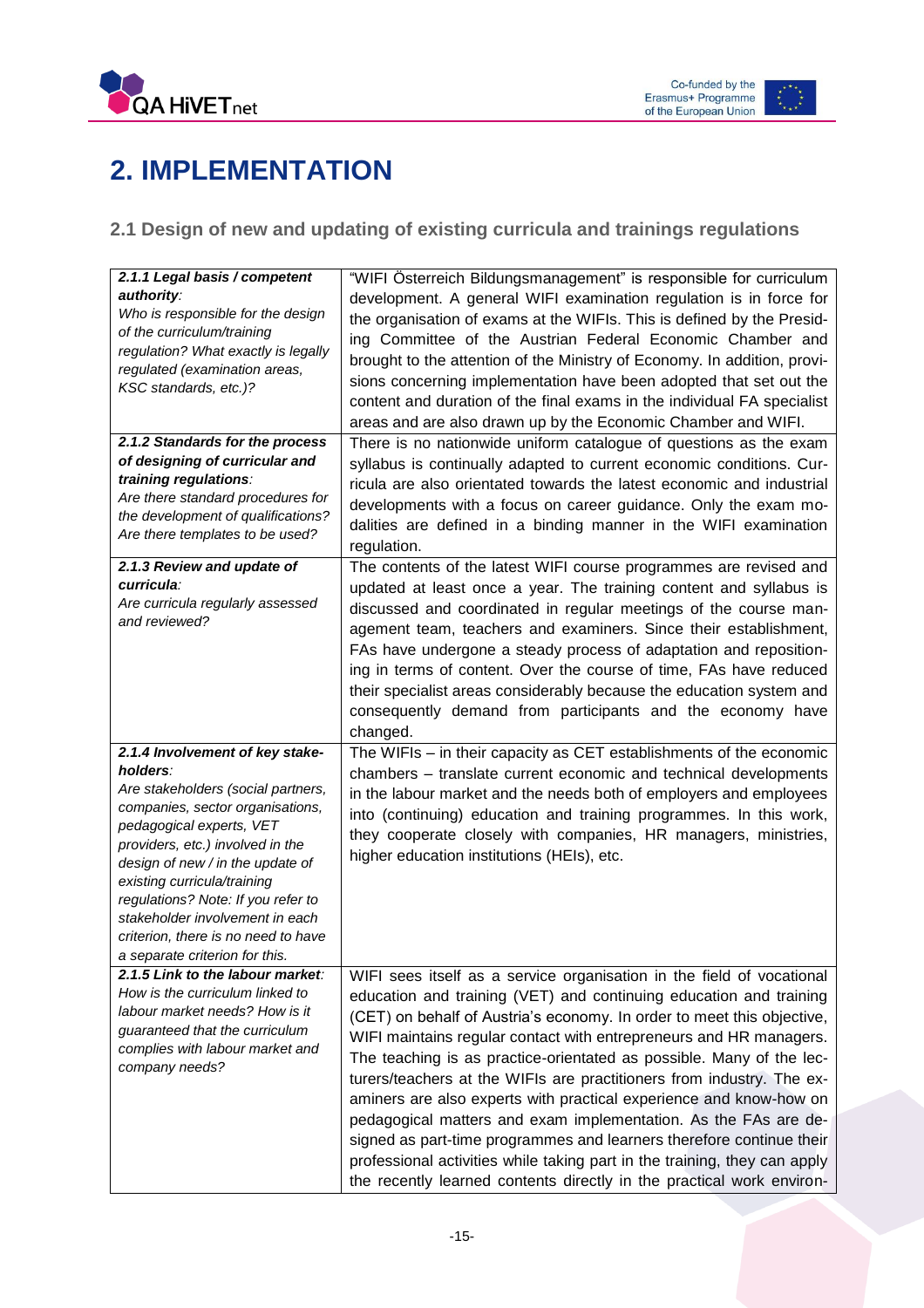# 2. IMPLEMENTATION

## 2.1 Design of new and updating of existing curricula and trainings regulations

| | |
|---|---|
| ***2.1.1 Legal basis / competent authority:***<br>*Who is responsible for the design of the curriculum/training regulation? What exactly is legally regulated (examination areas, KSC standards, etc.)?* | "WIFI Österreich Bildungsmanagement" is responsible for curriculum development. A general WIFI examination regulation is in force for the organisation of exams at the WIFIs. This is defined by the Presiding Committee of the Austrian Federal Economic Chamber and brought to the attention of the Ministry of Economy. In addition, provisions concerning implementation have been adopted that set out the content and duration of the final exams in the individual FA specialist areas and are also drawn up by the Economic Chamber and WIFI. |
| ***2.1.2 Standards for the process of designing of curricular and training regulations:***<br>*Are there standard procedures for the development of qualifications? Are there templates to be used?* | There is no nationwide uniform catalogue of questions as the exam syllabus is continually adapted to current economic conditions. Curricula are also orientated towards the latest economic and industrial developments with a focus on career guidance. Only the exam modalities are defined in a binding manner in the WIFI examination regulation. |
| ***2.1.3 Review and update of curricula:***<br>*Are curricula regularly assessed and reviewed?* | The contents of the latest WIFI course programmes are revised and updated at least once a year. The training content and syllabus is discussed and coordinated in regular meetings of the course management team, teachers and examiners. Since their establishment, FAs have undergone a steady process of adaptation and repositioning in terms of content. Over the course of time, FAs have reduced their specialist areas considerably because the education system and consequently demand from participants and the economy have changed. |
| ***2.1.4 Involvement of key stakeholders:***<br>*Are stakeholders (social partners, companies, sector organisations, pedagogical experts, VET providers, etc.) involved in the design of new / in the update of existing curricula/training regulations? Note: If you refer to stakeholder involvement in each criterion, there is no need to have a separate criterion for this.* | The WIFIs – in their capacity as CET establishments of the economic chambers – translate current economic and technical developments in the labour market and the needs both of employers and employees into (continuing) education and training programmes. In this work, they cooperate closely with companies, HR managers, ministries, higher education institutions (HEIs), etc. |
| ***2.1.5 Link to the labour market:***<br>*How is the curriculum linked to labour market needs? How is it guaranteed that the curriculum complies with labour market and company needs?* | WIFI sees itself as a service organisation in the field of vocational education and training (VET) and continuing education and training (CET) on behalf of Austria's economy. In order to meet this objective, WIFI maintains regular contact with entrepreneurs and HR managers. The teaching is as practice-orientated as possible. Many of the lecturers/teachers at the WIFIs are practitioners from industry. The examiners are also experts with practical experience and know-how on pedagogical matters and exam implementation. As the FAs are designed as part-time programmes and learners therefore continue their professional activities while taking part in the training, they can apply the recently learned contents directly in the practical work environ- |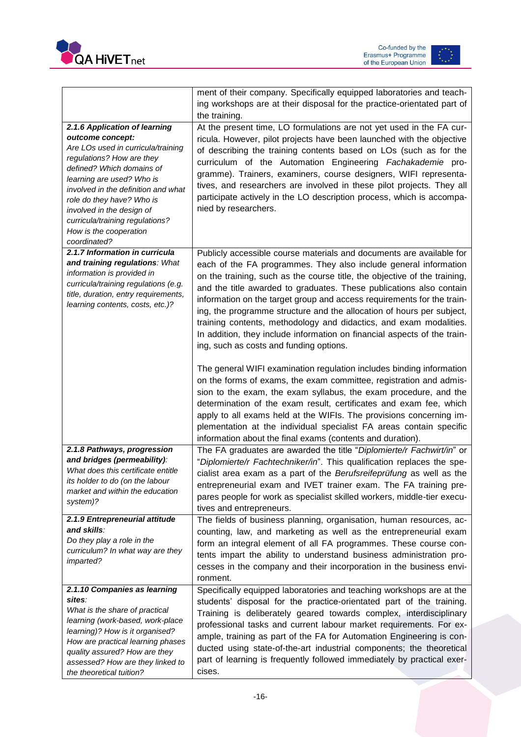| | |
|---|---|
| | ment of their company. Specifically equipped laboratories and teaching workshops are at their disposal for the practice-orientated part of the training. |
| ***2.1.6 Application of learning outcome concept:*** *Are LOs used in curricula/training regulations? How are they defined? Which domains of learning are used? Who is involved in the definition and what role do they have? Who is involved in the design of curricula/training regulations? How is the cooperation coordinated?* | At the present time, LO formulations are not yet used in the FA curricula. However, pilot projects have been launched with the objective of describing the training contents based on LOs (such as for the curriculum of the Automation Engineering *Fachakademie* programme). Trainers, examiners, course designers, WIFI representatives, and researchers are involved in these pilot projects. They all participate actively in the LO description process, which is accompanied by researchers. |
| ***2.1.7 Information in curricula and training regulations****: What information is provided in curricula/training regulations (e.g. title, duration, entry requirements, learning contents, costs, etc.)?* | Publicly accessible course materials and documents are available for each of the FA programmes. They also include general information on the training, such as the course title, the objective of the training, and the title awarded to graduates. These publications also contain information on the target group and access requirements for the training, the programme structure and the allocation of hours per subject, training contents, methodology and didactics, and exam modalities. In addition, they include information on financial aspects of the training, such as costs and funding options.<br><br>The general WIFI examination regulation includes binding information on the forms of exams, the exam committee, registration and admission to the exam, the exam syllabus, the exam procedure, and the determination of the exam result, certificates and exam fee, which apply to all exams held at the WIFIs. The provisions concerning implementation at the individual specialist FA areas contain specific information about the final exams (contents and duration). |
| ***2.1.8 Pathways, progression and bridges (permeability)****: What does this certificate entitle its holder to do (on the labour market and within the education system)?* | The FA graduates are awarded the title "*Diplomierte/r Fachwirt/in*" or "*Diplomierte/r Fachtechniker/in*". This qualification replaces the specialist area exam as a part of the *Berufsreifeprüfung* as well as the entrepreneurial exam and IVET trainer exam. The FA training prepares people for work as specialist skilled workers, middle-tier executives and entrepreneurs. |
| ***2.1.9 Entrepreneurial attitude and skills****: Do they play a role in the curriculum? In what way are they imparted?* | The fields of business planning, organisation, human resources, accounting, law, and marketing as well as the entrepreneurial exam form an integral element of all FA programmes. These course contents impart the ability to understand business administration processes in the company and their incorporation in the business environment. |
| ***2.1.10 Companies as learning sites****: What is the share of practical learning (work-based, work-place learning)? How is it organised? How are practical learning phases quality assured? How are they assessed? How are they linked to the theoretical tuition?* | Specifically equipped laboratories and teaching workshops are at the students' disposal for the practice-orientated part of the training. Training is deliberately geared towards complex, interdisciplinary professional tasks and current labour market requirements. For example, training as part of the FA for Automation Engineering is conducted using state-of-the-art industrial components; the theoretical part of learning is frequently followed immediately by practical exercises. |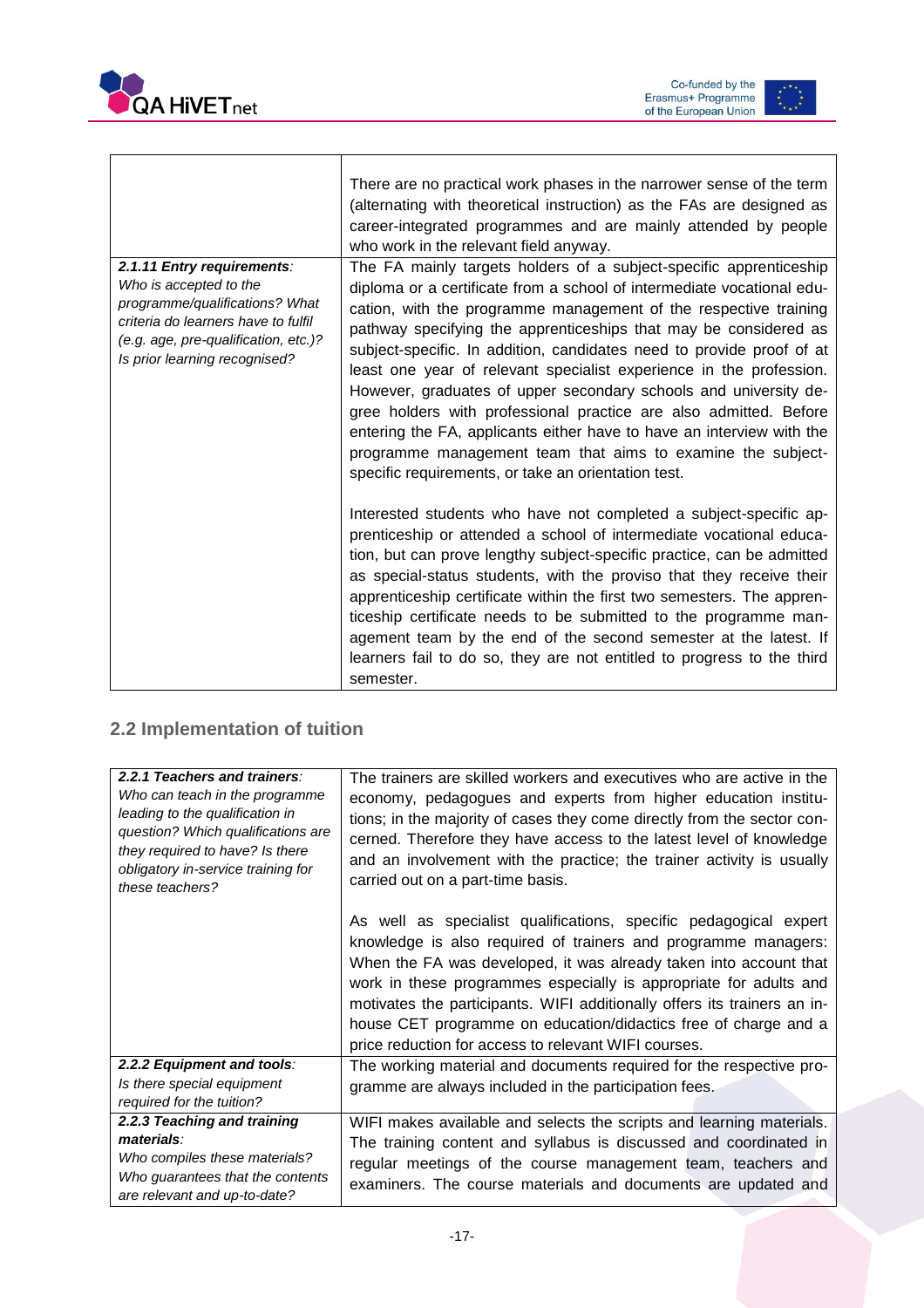| | |
|---|---|
| | There are no practical work phases in the narrower sense of the term (alternating with theoretical instruction) as the FAs are designed as career-integrated programmes and are mainly attended by people who work in the relevant field anyway. |
| ***2.1.11 Entry requirements**:* *Who is accepted to the programme/qualifications? What criteria do learners have to fulfil (e.g. age, pre-qualification, etc.)? Is prior learning recognised?* | The FA mainly targets holders of a subject-specific apprenticeship diploma or a certificate from a school of intermediate vocational education, with the programme management of the respective training pathway specifying the apprenticeships that may be considered as subject-specific. In addition, candidates need to provide proof of at least one year of relevant specialist experience in the profession. However, graduates of upper secondary schools and university degree holders with professional practice are also admitted. Before entering the FA, applicants either have to have an interview with the programme management team that aims to examine the subject-specific requirements, or take an orientation test.<br><br>Interested students who have not completed a subject-specific apprenticeship or attended a school of intermediate vocational education, but can prove lengthy subject-specific practice, can be admitted as special-status students, with the proviso that they receive their apprenticeship certificate within the first two semesters. The apprenticeship certificate needs to be submitted to the programme management team by the end of the second semester at the latest. If learners fail to do so, they are not entitled to progress to the third semester. |

## 2.2 Implementation of tuition

| | |
|---|---|
| ***2.2.1 Teachers and trainers**:* *Who can teach in the programme leading to the qualification in question? Which qualifications are they required to have? Is there obligatory in-service training for these teachers?* | The trainers are skilled workers and executives who are active in the economy, pedagogues and experts from higher education institutions; in the majority of cases they come directly from the sector concerned. Therefore they have access to the latest level of knowledge and an involvement with the practice; the trainer activity is usually carried out on a part-time basis.<br><br>As well as specialist qualifications, specific pedagogical expert knowledge is also required of trainers and programme managers: When the FA was developed, it was already taken into account that work in these programmes especially is appropriate for adults and motivates the participants. WIFI additionally offers its trainers an in-house CET programme on education/didactics free of charge and a price reduction for access to relevant WIFI courses. |
| ***2.2.2 Equipment and tools**:* *Is there special equipment required for the tuition?* | The working material and documents required for the respective programme are always included in the participation fees. |
| ***2.2.3 Teaching and training materials**:* *Who compiles these materials? Who guarantees that the contents are relevant and up-to-date?* | WIFI makes available and selects the scripts and learning materials. The training content and syllabus is discussed and coordinated in regular meetings of the course management team, teachers and examiners. The course materials and documents are updated and |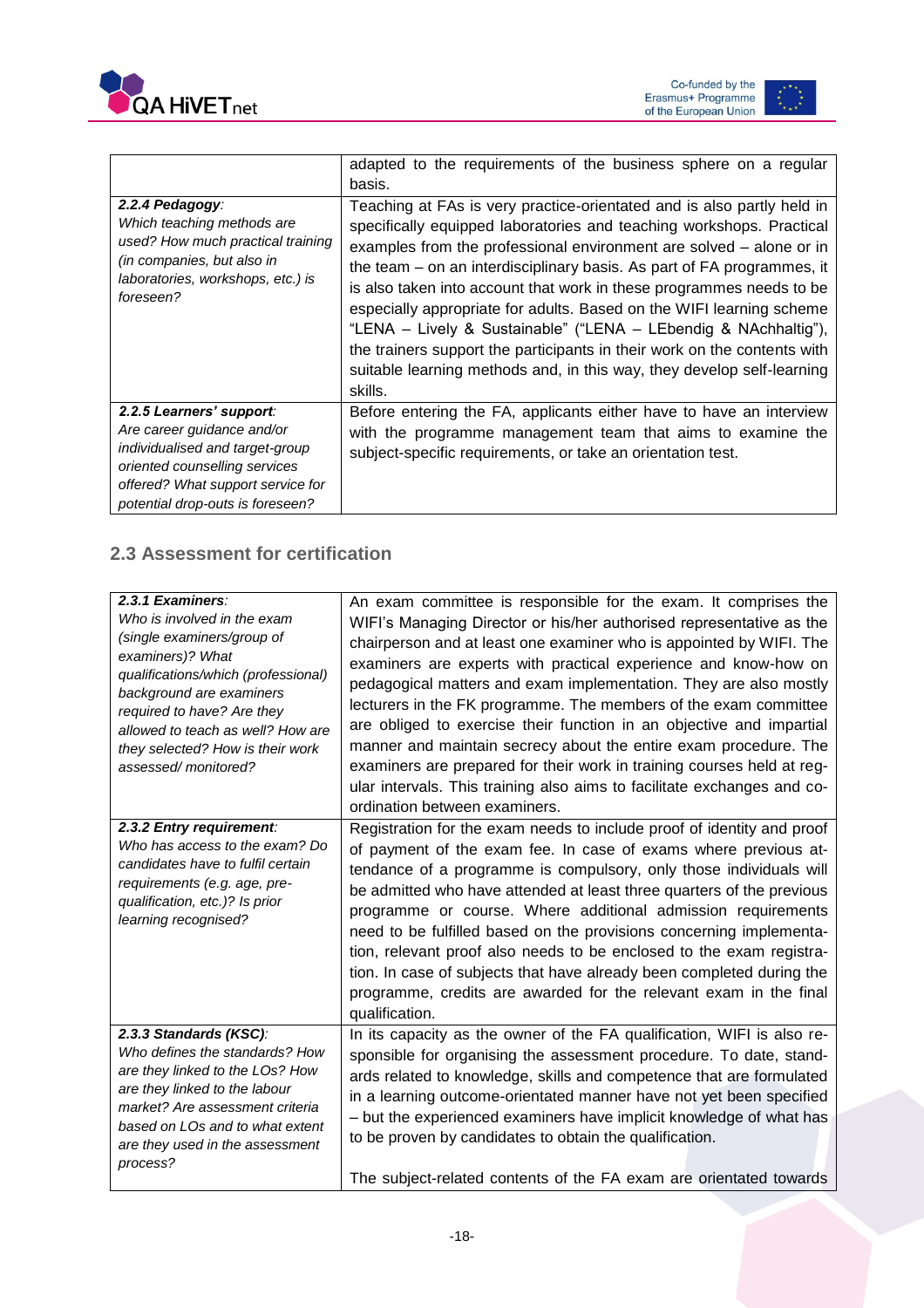| | |
|---|---|
| | adapted to the requirements of the business sphere on a regular basis. |
| ***2.2.4 Pedagogy****:* *Which teaching methods are used? How much practical training (in companies, but also in laboratories, workshops, etc.) is foreseen?* | Teaching at FAs is very practice-orientated and is also partly held in specifically equipped laboratories and teaching workshops. Practical examples from the professional environment are solved – alone or in the team – on an interdisciplinary basis. As part of FA programmes, it is also taken into account that work in these programmes needs to be especially appropriate for adults. Based on the WIFI learning scheme "LENA – Lively & Sustainable" ("LENA – LEbendig & NAchhaltig"), the trainers support the participants in their work on the contents with suitable learning methods and, in this way, they develop self-learning skills. |
| ***2.2.5 Learners' support****:* *Are career guidance and/or individualised and target-group oriented counselling services offered? What support service for potential drop-outs is foreseen?* | Before entering the FA, applicants either have to have an interview with the programme management team that aims to examine the subject-specific requirements, or take an orientation test. |

## 2.3 Assessment for certification

| | |
|---|---|
| ***2.3.1 Examiners****:* *Who is involved in the exam (single examiners/group of examiners)? What qualifications/which (professional) background are examiners required to have? Are they allowed to teach as well? How are they selected? How is their work assessed/ monitored?* | An exam committee is responsible for the exam. It comprises the WIFI's Managing Director or his/her authorised representative as the chairperson and at least one examiner who is appointed by WIFI. The examiners are experts with practical experience and know-how on pedagogical matters and exam implementation. They are also mostly lecturers in the FK programme. The members of the exam committee are obliged to exercise their function in an objective and impartial manner and maintain secrecy about the entire exam procedure. The examiners are prepared for their work in training courses held at regular intervals. This training also aims to facilitate exchanges and co-ordination between examiners. |
| ***2.3.2 Entry requirement****:* *Who has access to the exam? Do candidates have to fulfil certain requirements (e.g. age, pre-qualification, etc.)? Is prior learning recognised?* | Registration for the exam needs to include proof of identity and proof of payment of the exam fee. In case of exams where previous attendance of a programme is compulsory, only those individuals will be admitted who have attended at least three quarters of the previous programme or course. Where additional admission requirements need to be fulfilled based on the provisions concerning implementation, relevant proof also needs to be enclosed to the exam registration. In case of subjects that have already been completed during the programme, credits are awarded for the relevant exam in the final qualification. |
| ***2.3.3 Standards (KSC)****:* *Who defines the standards? How are they linked to the LOs? How are they linked to the labour market? Are assessment criteria based on LOs and to what extent are they used in the assessment process?* | In its capacity as the owner of the FA qualification, WIFI is also responsible for organising the assessment procedure. To date, standards related to knowledge, skills and competence that are formulated in a learning outcome-orientated manner have not yet been specified – but the experienced examiners have implicit knowledge of what has to be proven by candidates to obtain the qualification.<br><br>The subject-related contents of the FA exam are orientated towards |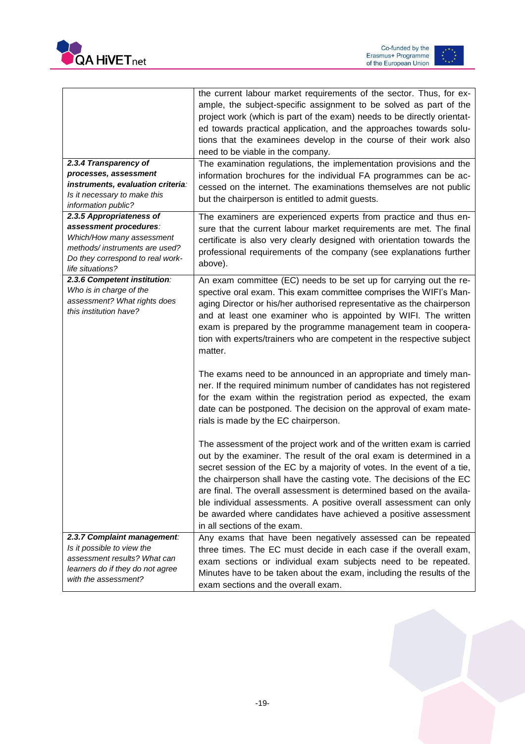| | |
|---|---|
| | the current labour market requirements of the sector. Thus, for example, the subject-specific assignment to be solved as part of the project work (which is part of the exam) needs to be directly orientated towards practical application, and the approaches towards solutions that the examinees develop in the course of their work also need to be viable in the company. |
| ***2.3.4 Transparency of processes, assessment instruments, evaluation criteria****: Is it necessary to make this information public?* | The examination regulations, the implementation provisions and the information brochures for the individual FA programmes can be accessed on the internet. The examinations themselves are not public but the chairperson is entitled to admit guests. |
| ***2.3.5 Appropriateness of assessment procedures****: Which/How many assessment methods/ instruments are used? Do they correspond to real work-life situations?* | The examiners are experienced experts from practice and thus ensure that the current labour market requirements are met. The final certificate is also very clearly designed with orientation towards the professional requirements of the company (see explanations further above). |
| ***2.3.6 Competent institution****: Who is in charge of the assessment? What rights does this institution have?* | An exam committee (EC) needs to be set up for carrying out the respective oral exam. This exam committee comprises the WIFI's Managing Director or his/her authorised representative as the chairperson and at least one examiner who is appointed by WIFI. The written exam is prepared by the programme management team in cooperation with experts/trainers who are competent in the respective subject matter.<br><br>The exams need to be announced in an appropriate and timely manner. If the required minimum number of candidates has not registered for the exam within the registration period as expected, the exam date can be postponed. The decision on the approval of exam materials is made by the EC chairperson.<br><br>The assessment of the project work and of the written exam is carried out by the examiner. The result of the oral exam is determined in a secret session of the EC by a majority of votes. In the event of a tie, the chairperson shall have the casting vote. The decisions of the EC are final. The overall assessment is determined based on the available individual assessments. A positive overall assessment can only be awarded where candidates have achieved a positive assessment in all sections of the exam. |
| ***2.3.7 Complaint management****: Is it possible to view the assessment results? What can learners do if they do not agree with the assessment?* | Any exams that have been negatively assessed can be repeated three times. The EC must decide in each case if the overall exam, exam sections or individual exam subjects need to be repeated. Minutes have to be taken about the exam, including the results of the exam sections and the overall exam. |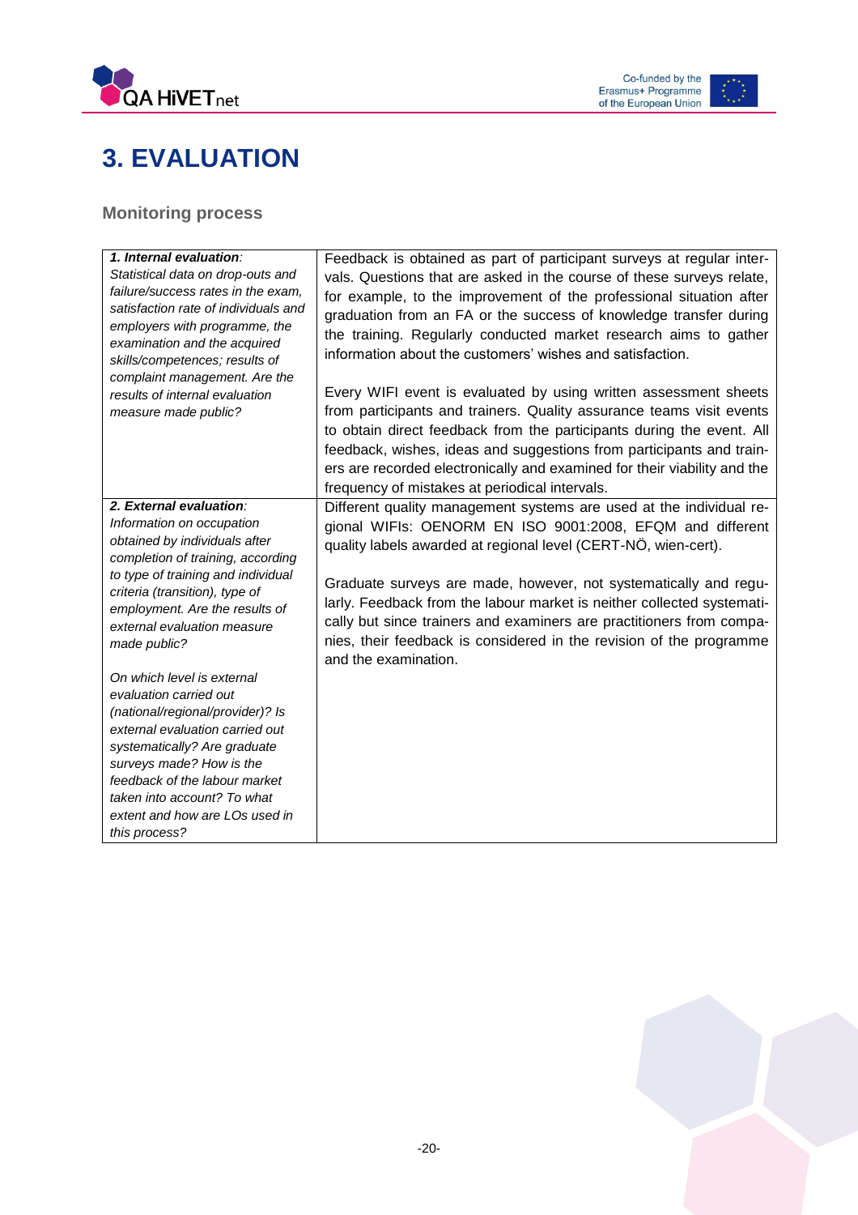# 3. EVALUATION

## Monitoring process

| | |
|---|---|
| ***1. Internal evaluation:*** *Statistical data on drop-outs and failure/success rates in the exam, satisfaction rate of individuals and employers with programme, the examination and the acquired skills/competences; results of complaint management. Are the results of internal evaluation measure made public?* | Feedback is obtained as part of participant surveys at regular intervals. Questions that are asked in the course of these surveys relate, for example, to the improvement of the professional situation after graduation from an FA or the success of knowledge transfer during the training. Regularly conducted market research aims to gather information about the customers' wishes and satisfaction.<br><br>Every WIFI event is evaluated by using written assessment sheets from participants and trainers. Quality assurance teams visit events to obtain direct feedback from the participants during the event. All feedback, wishes, ideas and suggestions from participants and trainers are recorded electronically and examined for their viability and the frequency of mistakes at periodical intervals. |
| ***2. External evaluation:*** *Information on occupation obtained by individuals after completion of training, according to type of training and individual criteria (transition), type of employment. Are the results of external evaluation measure made public?*<br><br>*On which level is external evaluation carried out (national/regional/provider)? Is external evaluation carried out systematically? Are graduate surveys made? How is the feedback of the labour market taken into account? To what extent and how are LOs used in this process?* | Different quality management systems are used at the individual regional WIFIs: OENORM EN ISO 9001:2008, EFQM and different quality labels awarded at regional level (CERT-NÖ, wien-cert).<br><br>Graduate surveys are made, however, not systematically and regularly. Feedback from the labour market is neither collected systematically but since trainers and examiners are practitioners from companies, their feedback is considered in the revision of the programme and the examination. |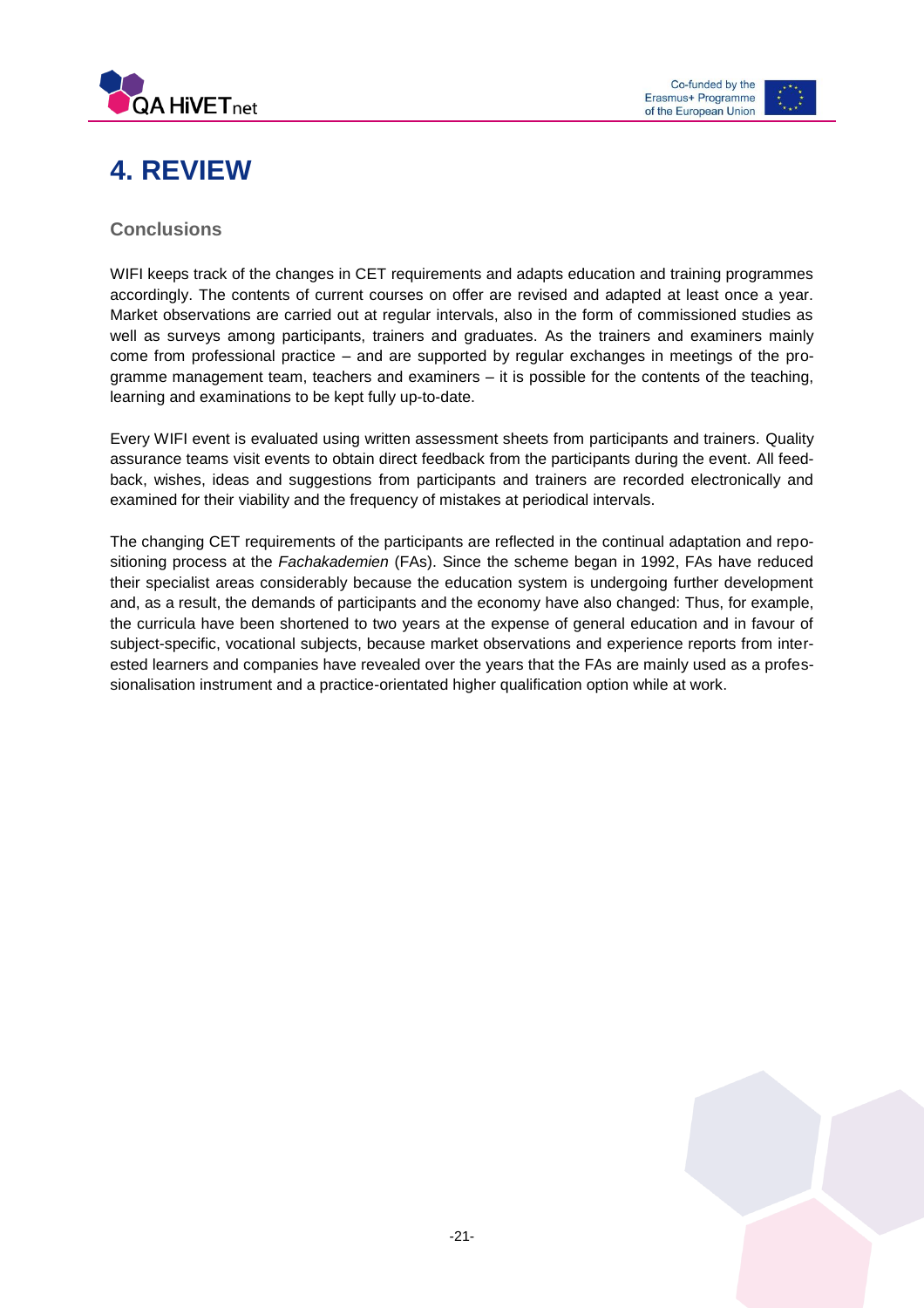# 4. REVIEW

## Conclusions

WIFI keeps track of the changes in CET requirements and adapts education and training programmes accordingly. The contents of current courses on offer are revised and adapted at least once a year. Market observations are carried out at regular intervals, also in the form of commissioned studies as well as surveys among participants, trainers and graduates. As the trainers and examiners mainly come from professional practice – and are supported by regular exchanges in meetings of the programme management team, teachers and examiners – it is possible for the contents of the teaching, learning and examinations to be kept fully up-to-date.

Every WIFI event is evaluated using written assessment sheets from participants and trainers. Quality assurance teams visit events to obtain direct feedback from the participants during the event. All feedback, wishes, ideas and suggestions from participants and trainers are recorded electronically and examined for their viability and the frequency of mistakes at periodical intervals.

The changing CET requirements of the participants are reflected in the continual adaptation and repositioning process at the *Fachakademien* (FAs). Since the scheme began in 1992, FAs have reduced their specialist areas considerably because the education system is undergoing further development and, as a result, the demands of participants and the economy have also changed: Thus, for example, the curricula have been shortened to two years at the expense of general education and in favour of subject-specific, vocational subjects, because market observations and experience reports from interested learners and companies have revealed over the years that the FAs are mainly used as a professionalisation instrument and a practice-orientated higher qualification option while at work.